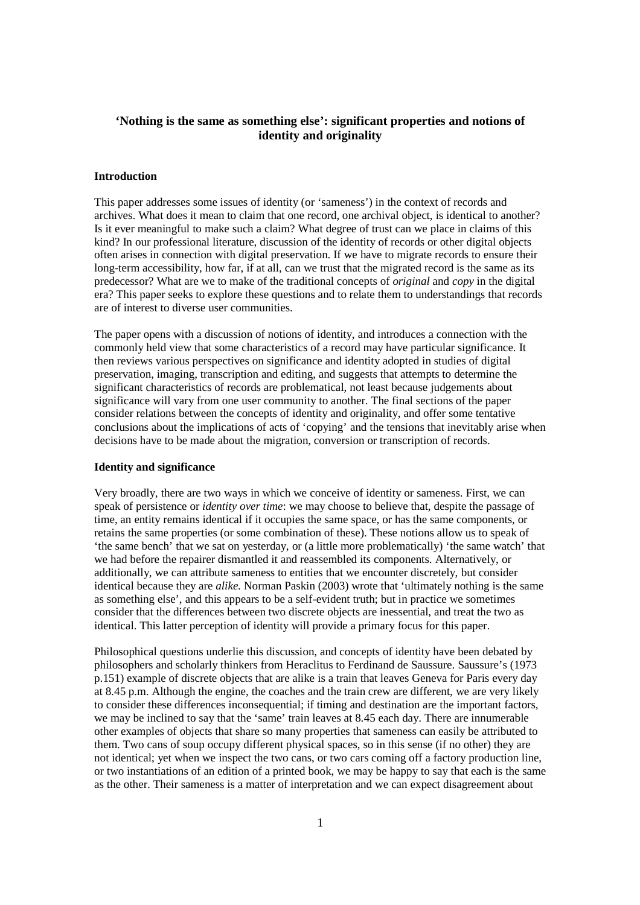# 'Nothing is the same as something else': significant properties and notions of identity and originality

## Introduction

This paper addresses some issues of identity (or 'sameness') in the context of records and archives. What does it mean to claim that one record, one archival object, is identical to another? Is it ever meaningful to make such a claim? What degree of trust can we place in claims of this kind? In our professional literature, discussion of the identity of records or other digital objects often arises in connection with digital preservation. If we have to migrate records to ensure their long-term accessibility, how far, if at all, can we trust that the migrated record is the same as its predecessor? What are we to make of the traditional concepts of *original* and *copy* in the digital era? This paper seeks to explore these questions and to relate them to understandings that records are of interest to diverse user communities.

The paper opens with a discussion of notions of identity, and introduces a connection with the commonly held view that some characteristics of a record may have particular significance. It then reviews various perspectives on significance and identity adopted in studies of digital preservation, imaging, transcription and editing, and suggests that attempts to determine the significant characteristics of records are problematical, not least because judgements about significance will vary from one user community to another. The final sections of the paper consider relations between the concepts of identity and originality, and offer some tentative conclusions about the implications of acts of 'copying' and the tensions that inevitably arise when decisions have to be made about the migration, conversion or transcription of records.

## Identity and significance

Very broadly, there are two ways in which we conceive of identity or sameness. First, we can speak of persistence or *identity over time*: we may choose to believe that, despite the passage of time, an entity remains identical if it occupies the same space, or has the same components, or retains the same properties (or some combination of these). These notions allow us to speak of 'the same bench' that we sat on yesterday, or (a little more problematically) 'the same watch' that we had before the repairer dismantled it and reassembled its components. Alternatively, or additionally, we can attribute sameness to entities that we encounter discretely, but consider identical because they are *alike.* Norman Paskin (2003) wrote that 'ultimately nothing is the same as something else', and this appears to be a self-evident truth; but in practice we sometimes consider that the differences between two discrete objects are inessential, and treat the two as identical. This latter perception of identity will provide a primary focus for this paper.

Philosophical questions underlie this discussion, and concepts of identity have been debated by philosophers and scholarly thinkers from Heraclitus to Ferdinand de Saussure. Saussure's (1973 p.151) example of discrete objects that are alike is a train that leaves Geneva for Paris every day at 8.45 p.m. Although the engine, the coaches and the train crew are different, we are very likely to consider these differences inconsequential; if timing and destination are the important factors, we may be inclined to say that the 'same' train leaves at 8.45 each day. There are innumerable other examples of objects that share so many properties that sameness can easily be attributed to them. Two cans of soup occupy different physical spaces, so in this sense (if no other) they are not identical; yet when we inspect the two cans, or two cars coming off a factory production line, or two instantiations of an edition of a printed book, we may be happy to say that each is the same as the other. Their sameness is a matter of interpretation and we can expect disagreement about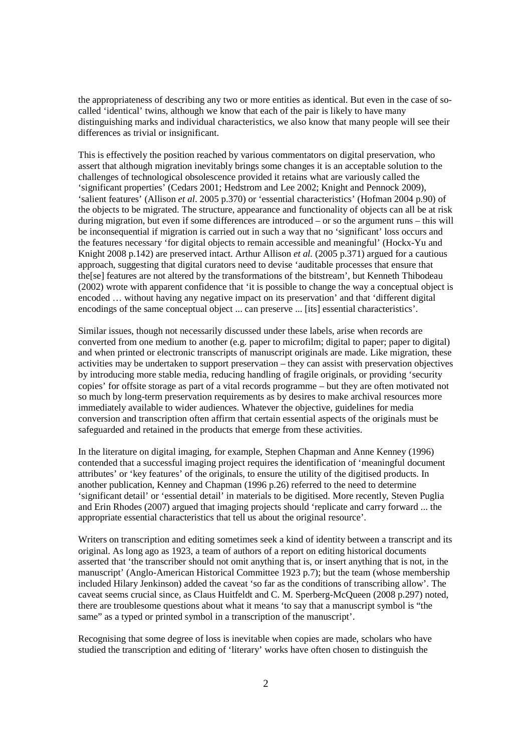the appropriateness of describing any two or more entities as identical. But even in the case of so-called 'identical' twins, although we know that each of the pair is likely to have many distinguishing marks and individual characteristics, we also know that many people will see their differences as trivial or insignificant.

This is effectively the position reached by various commentators on digital preservation, who assert that although migration inevitably brings some changes it is an acceptable solution to the challenges of technological obsolescence provided it retains what are variously called the 'significant properties' (Cedars 2001; Hedstrom and Lee 2002; Knight and Pennock 2009), 'salient features' (Allison *et al*. 2005 p.370) or 'essential characteristics' (Hofman 2004 p.90) of the objects to be migrated. The structure, appearance and functionality of objects can all be at risk during migration, but even if some differences are introduced – or so the argument runs – this will be inconsequential if migration is carried out in such a way that no 'significant' loss occurs and the features necessary 'for digital objects to remain accessible and meaningful' (Hockx-Yu and Knight 2008 p.142) are preserved intact. Arthur Allison *et al.* (2005 p.371) argued for a cautious approach, suggesting that digital curators need to devise 'auditable processes that ensure that the[se] features are not altered by the transformations of the bitstream', but Kenneth Thibodeau (2002) wrote with apparent confidence that 'it is possible to change the way a conceptual object is encoded … without having any negative impact on its preservation' and that 'different digital encodings of the same conceptual object ... can preserve ... [its] essential characteristics'.

Similar issues, though not necessarily discussed under these labels, arise when records are converted from one medium to another (e.g. paper to microfilm; digital to paper; paper to digital) and when printed or electronic transcripts of manuscript originals are made. Like migration, these activities may be undertaken to support preservation – they can assist with preservation objectives by introducing more stable media, reducing handling of fragile originals, or providing 'security copies' for offsite storage as part of a vital records programme – but they are often motivated not so much by long-term preservation requirements as by desires to make archival resources more immediately available to wider audiences. Whatever the objective, guidelines for media conversion and transcription often affirm that certain essential aspects of the originals must be safeguarded and retained in the products that emerge from these activities.

In the literature on digital imaging, for example, Stephen Chapman and Anne Kenney (1996) contended that a successful imaging project requires the identification of 'meaningful document attributes' or 'key features' of the originals, to ensure the utility of the digitised products. In another publication, Kenney and Chapman (1996 p.26) referred to the need to determine 'significant detail' or 'essential detail' in materials to be digitised. More recently, Steven Puglia and Erin Rhodes (2007) argued that imaging projects should 'replicate and carry forward ... the appropriate essential characteristics that tell us about the original resource'.

Writers on transcription and editing sometimes seek a kind of identity between a transcript and its original. As long ago as 1923, a team of authors of a report on editing historical documents asserted that 'the transcriber should not omit anything that is, or insert anything that is not, in the manuscript' (Anglo-American Historical Committee 1923 p.7); but the team (whose membership included Hilary Jenkinson) added the caveat 'so far as the conditions of transcribing allow'. The caveat seems crucial since, as Claus Huitfeldt and C. M. Sperberg-McQueen (2008 p.297) noted, there are troublesome questions about what it means 'to say that a manuscript symbol is "the same" as a typed or printed symbol in a transcription of the manuscript'.

Recognising that some degree of loss is inevitable when copies are made, scholars who have studied the transcription and editing of 'literary' works have often chosen to distinguish the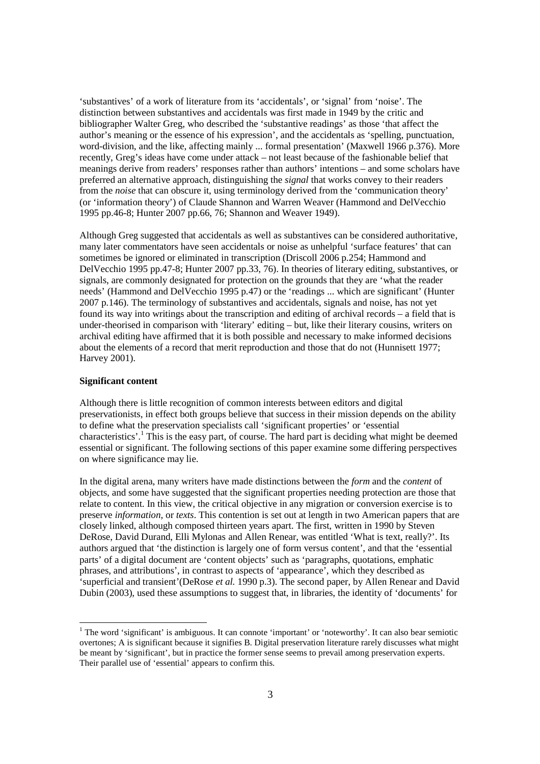'substantives' of a work of literature from its 'accidentals', or 'signal' from 'noise'. The distinction between substantives and accidentals was first made in 1949 by the critic and bibliographer Walter Greg, who described the 'substantive readings' as those 'that affect the author's meaning or the essence of his expression', and the accidentals as 'spelling, punctuation, word-division, and the like, affecting mainly ... formal presentation' (Maxwell 1966 p.376). More recently, Greg's ideas have come under attack – not least because of the fashionable belief that meanings derive from readers' responses rather than authors' intentions – and some scholars have preferred an alternative approach, distinguishing the *signal* that works convey to their readers from the *noise* that can obscure it, using terminology derived from the 'communication theory' (or 'information theory') of Claude Shannon and Warren Weaver (Hammond and DelVecchio 1995 pp.46-8; Hunter 2007 pp.66, 76; Shannon and Weaver 1949).

Although Greg suggested that accidentals as well as substantives can be considered authoritative, many later commentators have seen accidentals or noise as unhelpful 'surface features' that can sometimes be ignored or eliminated in transcription (Driscoll 2006 p.254; Hammond and DelVecchio 1995 pp.47-8; Hunter 2007 pp.33, 76). In theories of literary editing, substantives, or signals, are commonly designated for protection on the grounds that they are 'what the reader needs' (Hammond and DelVecchio 1995 p.47) or the 'readings ... which are significant' (Hunter 2007 p.146). The terminology of substantives and accidentals, signals and noise, has not yet found its way into writings about the transcription and editing of archival records – a field that is under-theorised in comparison with 'literary' editing – but, like their literary cousins, writers on archival editing have affirmed that it is both possible and necessary to make informed decisions about the elements of a record that merit reproduction and those that do not (Hunnisett 1977; Harvey 2001).

**Significant content**

Although there is little recognition of common interests between editors and digital preservationists, in effect both groups believe that success in their mission depends on the ability to define what the preservation specialists call 'significant properties' or 'essential characteristics'.[1] This is the easy part, of course. The hard part is deciding what might be deemed essential or significant. The following sections of this paper examine some differing perspectives on where significance may lie.

In the digital arena, many writers have made distinctions between the *form* and the *content* of objects, and some have suggested that the significant properties needing protection are those that relate to content. In this view, the critical objective in any migration or conversion exercise is to preserve *information*, or *texts*. This contention is set out at length in two American papers that are closely linked, although composed thirteen years apart. The first, written in 1990 by Steven DeRose, David Durand, Elli Mylonas and Allen Renear, was entitled 'What is text, really?'. Its authors argued that 'the distinction is largely one of form versus content', and that the 'essential parts' of a digital document are 'content objects' such as 'paragraphs, quotations, emphatic phrases, and attributions', in contrast to aspects of 'appearance', which they described as 'superficial and transient'(DeRose *et al.* 1990 p.3). The second paper, by Allen Renear and David Dubin (2003), used these assumptions to suggest that, in libraries, the identity of 'documents' for

[1] The word 'significant' is ambiguous. It can connote 'important' or 'noteworthy'. It can also bear semiotic overtones; A is significant because it signifies B. Digital preservation literature rarely discusses what might be meant by 'significant', but in practice the former sense seems to prevail among preservation experts. Their parallel use of 'essential' appears to confirm this.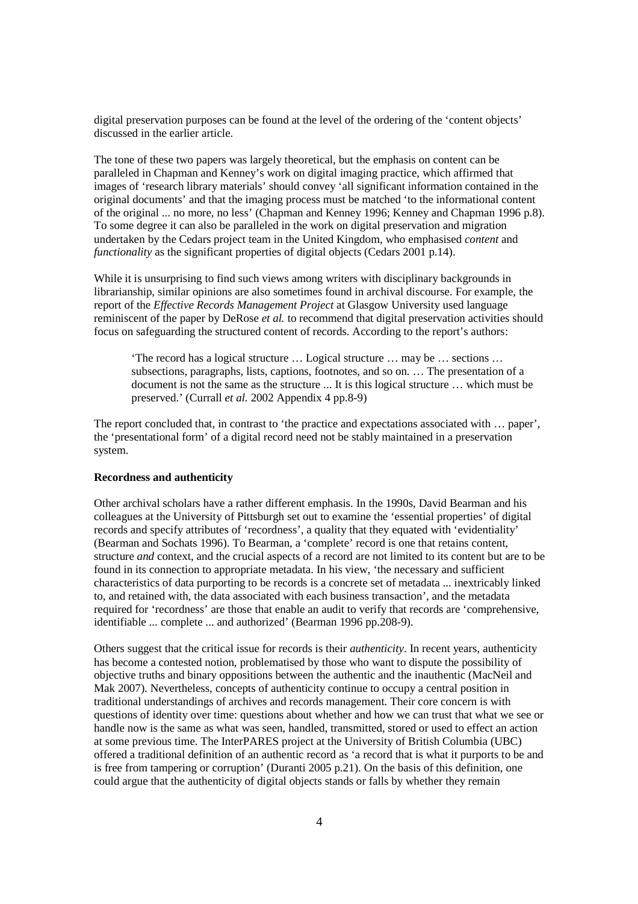digital preservation purposes can be found at the level of the ordering of the 'content objects' discussed in the earlier article.

The tone of these two papers was largely theoretical, but the emphasis on content can be paralleled in Chapman and Kenney's work on digital imaging practice, which affirmed that images of 'research library materials' should convey 'all significant information contained in the original documents' and that the imaging process must be matched 'to the informational content of the original ... no more, no less' (Chapman and Kenney 1996; Kenney and Chapman 1996 p.8). To some degree it can also be paralleled in the work on digital preservation and migration undertaken by the Cedars project team in the United Kingdom, who emphasised *content* and *functionality* as the significant properties of digital objects (Cedars 2001 p.14).

While it is unsurprising to find such views among writers with disciplinary backgrounds in librarianship, similar opinions are also sometimes found in archival discourse. For example, the report of the *Effective Records Management Project* at Glasgow University used language reminiscent of the paper by DeRose *et al.* to recommend that digital preservation activities should focus on safeguarding the structured content of records. According to the report's authors:

> 'The record has a logical structure … Logical structure … may be … sections … subsections, paragraphs, lists, captions, footnotes, and so on. … The presentation of a document is not the same as the structure ... It is this logical structure … which must be preserved.' (Currall *et al.* 2002 Appendix 4 pp.8-9)

The report concluded that, in contrast to 'the practice and expectations associated with … paper', the 'presentational form' of a digital record need not be stably maintained in a preservation system.

**Recordness and authenticity**

Other archival scholars have a rather different emphasis. In the 1990s, David Bearman and his colleagues at the University of Pittsburgh set out to examine the 'essential properties' of digital records and specify attributes of 'recordness', a quality that they equated with 'evidentiality' (Bearman and Sochats 1996). To Bearman, a 'complete' record is one that retains content, structure *and* context, and the crucial aspects of a record are not limited to its content but are to be found in its connection to appropriate metadata. In his view, 'the necessary and sufficient characteristics of data purporting to be records is a concrete set of metadata ... inextricably linked to, and retained with, the data associated with each business transaction', and the metadata required for 'recordness' are those that enable an audit to verify that records are 'comprehensive, identifiable ... complete ... and authorized' (Bearman 1996 pp.208-9).

Others suggest that the critical issue for records is their *authenticity*. In recent years, authenticity has become a contested notion, problematised by those who want to dispute the possibility of objective truths and binary oppositions between the authentic and the inauthentic (MacNeil and Mak 2007). Nevertheless, concepts of authenticity continue to occupy a central position in traditional understandings of archives and records management. Their core concern is with questions of identity over time: questions about whether and how we can trust that what we see or handle now is the same as what was seen, handled, transmitted, stored or used to effect an action at some previous time. The InterPARES project at the University of British Columbia (UBC) offered a traditional definition of an authentic record as 'a record that is what it purports to be and is free from tampering or corruption' (Duranti 2005 p.21). On the basis of this definition, one could argue that the authenticity of digital objects stands or falls by whether they remain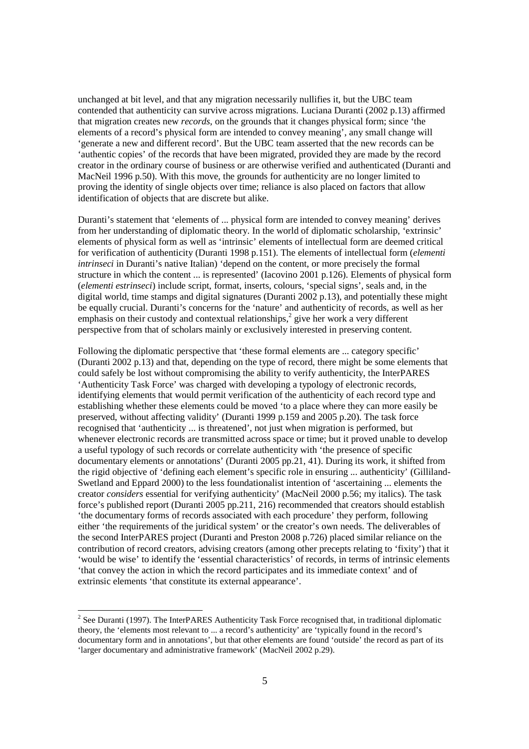unchanged at bit level, and that any migration necessarily nullifies it, but the UBC team contended that authenticity can survive across migrations. Luciana Duranti (2002 p.13) affirmed that migration creates new *records*, on the grounds that it changes physical form; since 'the elements of a record's physical form are intended to convey meaning', any small change will 'generate a new and different record'. But the UBC team asserted that the new records can be 'authentic copies' of the records that have been migrated, provided they are made by the record creator in the ordinary course of business or are otherwise verified and authenticated (Duranti and MacNeil 1996 p.50). With this move, the grounds for authenticity are no longer limited to proving the identity of single objects over time; reliance is also placed on factors that allow identification of objects that are discrete but alike.

Duranti's statement that 'elements of ... physical form are intended to convey meaning' derives from her understanding of diplomatic theory. In the world of diplomatic scholarship, 'extrinsic' elements of physical form as well as 'intrinsic' elements of intellectual form are deemed critical for verification of authenticity (Duranti 1998 p.151). The elements of intellectual form (*elementi intrinseci* in Duranti's native Italian) 'depend on the content, or more precisely the formal structure in which the content ... is represented' (Iacovino 2001 p.126). Elements of physical form (*elementi estrinseci*) include script, format, inserts, colours, 'special signs', seals and, in the digital world, time stamps and digital signatures (Duranti 2002 p.13), and potentially these might be equally crucial. Duranti's concerns for the 'nature' and authenticity of records, as well as her emphasis on their custody and contextual relationships,[2] give her work a very different perspective from that of scholars mainly or exclusively interested in preserving content.

Following the diplomatic perspective that 'these formal elements are ... category specific' (Duranti 2002 p.13) and that, depending on the type of record, there might be some elements that could safely be lost without compromising the ability to verify authenticity, the InterPARES 'Authenticity Task Force' was charged with developing a typology of electronic records, identifying elements that would permit verification of the authenticity of each record type and establishing whether these elements could be moved 'to a place where they can more easily be preserved, without affecting validity' (Duranti 1999 p.159 and 2005 p.20). The task force recognised that 'authenticity ... is threatened', not just when migration is performed, but whenever electronic records are transmitted across space or time; but it proved unable to develop a useful typology of such records or correlate authenticity with 'the presence of specific documentary elements or annotations' (Duranti 2005 pp.21, 41). During its work, it shifted from the rigid objective of 'defining each element's specific role in ensuring ... authenticity' (Gilliland-Swetland and Eppard 2000) to the less foundationalist intention of 'ascertaining ... elements the creator *considers* essential for verifying authenticity' (MacNeil 2000 p.56; my italics). The task force's published report (Duranti 2005 pp.211, 216) recommended that creators should establish 'the documentary forms of records associated with each procedure' they perform, following either 'the requirements of the juridical system' or the creator's own needs. The deliverables of the second InterPARES project (Duranti and Preston 2008 p.726) placed similar reliance on the contribution of record creators, advising creators (among other precepts relating to 'fixity') that it 'would be wise' to identify the 'essential characteristics' of records, in terms of intrinsic elements 'that convey the action in which the record participates and its immediate context' and of extrinsic elements 'that constitute its external appearance'.

---

[2] See Duranti (1997). The InterPARES Authenticity Task Force recognised that, in traditional diplomatic theory, the 'elements most relevant to ... a record's authenticity' are 'typically found in the record's documentary form and in annotations', but that other elements are found 'outside' the record as part of its 'larger documentary and administrative framework' (MacNeil 2002 p.29).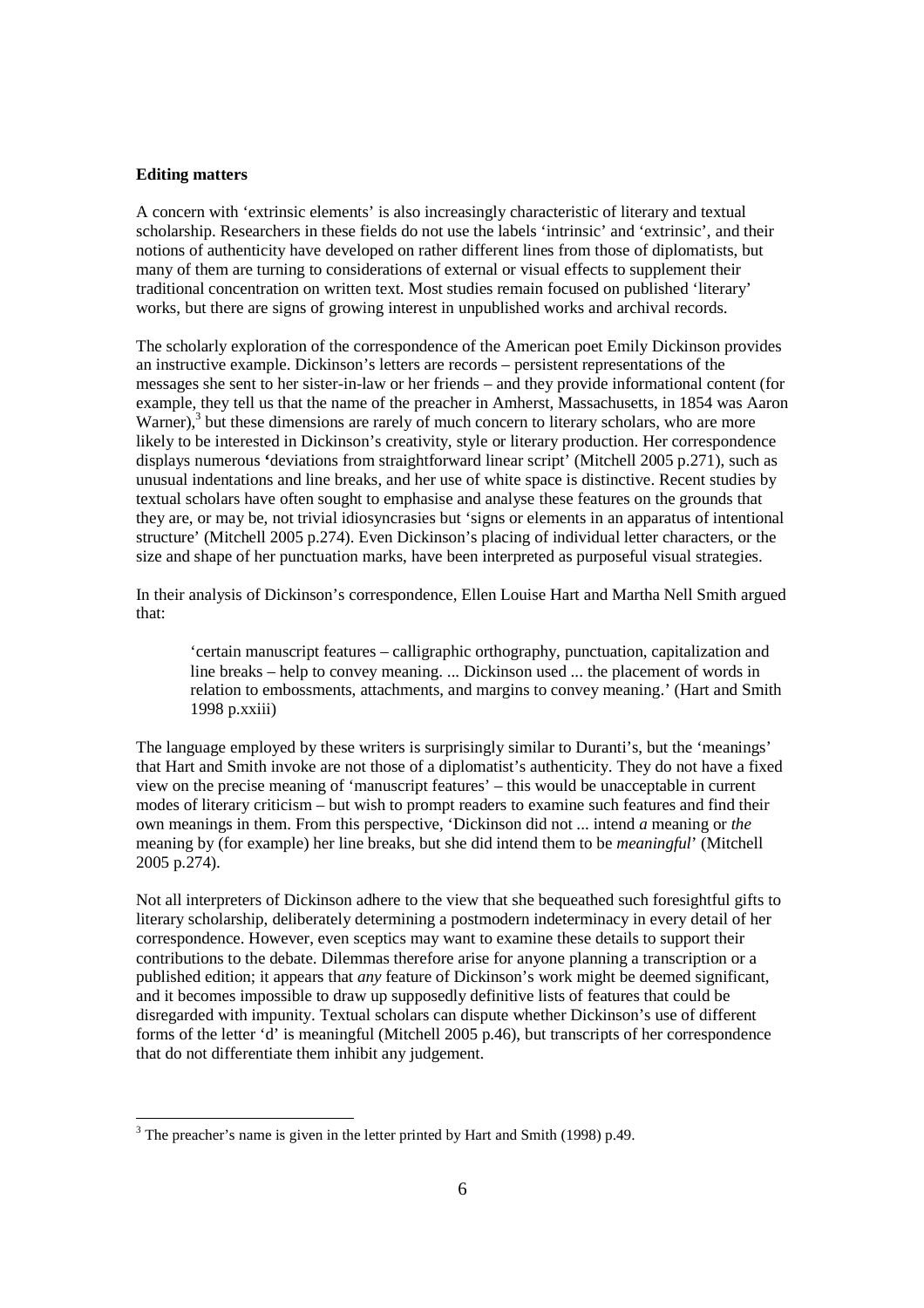**Editing matters**

A concern with 'extrinsic elements' is also increasingly characteristic of literary and textual scholarship. Researchers in these fields do not use the labels 'intrinsic' and 'extrinsic', and their notions of authenticity have developed on rather different lines from those of diplomatists, but many of them are turning to considerations of external or visual effects to supplement their traditional concentration on written text. Most studies remain focused on published 'literary' works, but there are signs of growing interest in unpublished works and archival records.

The scholarly exploration of the correspondence of the American poet Emily Dickinson provides an instructive example. Dickinson's letters are records – persistent representations of the messages she sent to her sister-in-law or her friends – and they provide informational content (for example, they tell us that the name of the preacher in Amherst, Massachusetts, in 1854 was Aaron Warner),[3] but these dimensions are rarely of much concern to literary scholars, who are more likely to be interested in Dickinson's creativity, style or literary production. Her correspondence displays numerous **'**deviations from straightforward linear script' (Mitchell 2005 p.271), such as unusual indentations and line breaks, and her use of white space is distinctive. Recent studies by textual scholars have often sought to emphasise and analyse these features on the grounds that they are, or may be, not trivial idiosyncrasies but 'signs or elements in an apparatus of intentional structure' (Mitchell 2005 p.274). Even Dickinson's placing of individual letter characters, or the size and shape of her punctuation marks, have been interpreted as purposeful visual strategies.

In their analysis of Dickinson's correspondence, Ellen Louise Hart and Martha Nell Smith argued that:

> 'certain manuscript features – calligraphic orthography, punctuation, capitalization and line breaks – help to convey meaning. ... Dickinson used ... the placement of words in relation to embossments, attachments, and margins to convey meaning.' (Hart and Smith 1998 p.xxiii)

The language employed by these writers is surprisingly similar to Duranti's, but the 'meanings' that Hart and Smith invoke are not those of a diplomatist's authenticity. They do not have a fixed view on the precise meaning of 'manuscript features' – this would be unacceptable in current modes of literary criticism – but wish to prompt readers to examine such features and find their own meanings in them. From this perspective, 'Dickinson did not ... intend *a* meaning or *the* meaning by (for example) her line breaks, but she did intend them to be *meaningful*' (Mitchell 2005 p.274).

Not all interpreters of Dickinson adhere to the view that she bequeathed such foresightful gifts to literary scholarship, deliberately determining a postmodern indeterminacy in every detail of her correspondence. However, even sceptics may want to examine these details to support their contributions to the debate. Dilemmas therefore arise for anyone planning a transcription or a published edition; it appears that *any* feature of Dickinson's work might be deemed significant, and it becomes impossible to draw up supposedly definitive lists of features that could be disregarded with impunity. Textual scholars can dispute whether Dickinson's use of different forms of the letter 'd' is meaningful (Mitchell 2005 p.46), but transcripts of her correspondence that do not differentiate them inhibit any judgement.

[3] The preacher's name is given in the letter printed by Hart and Smith (1998) p.49.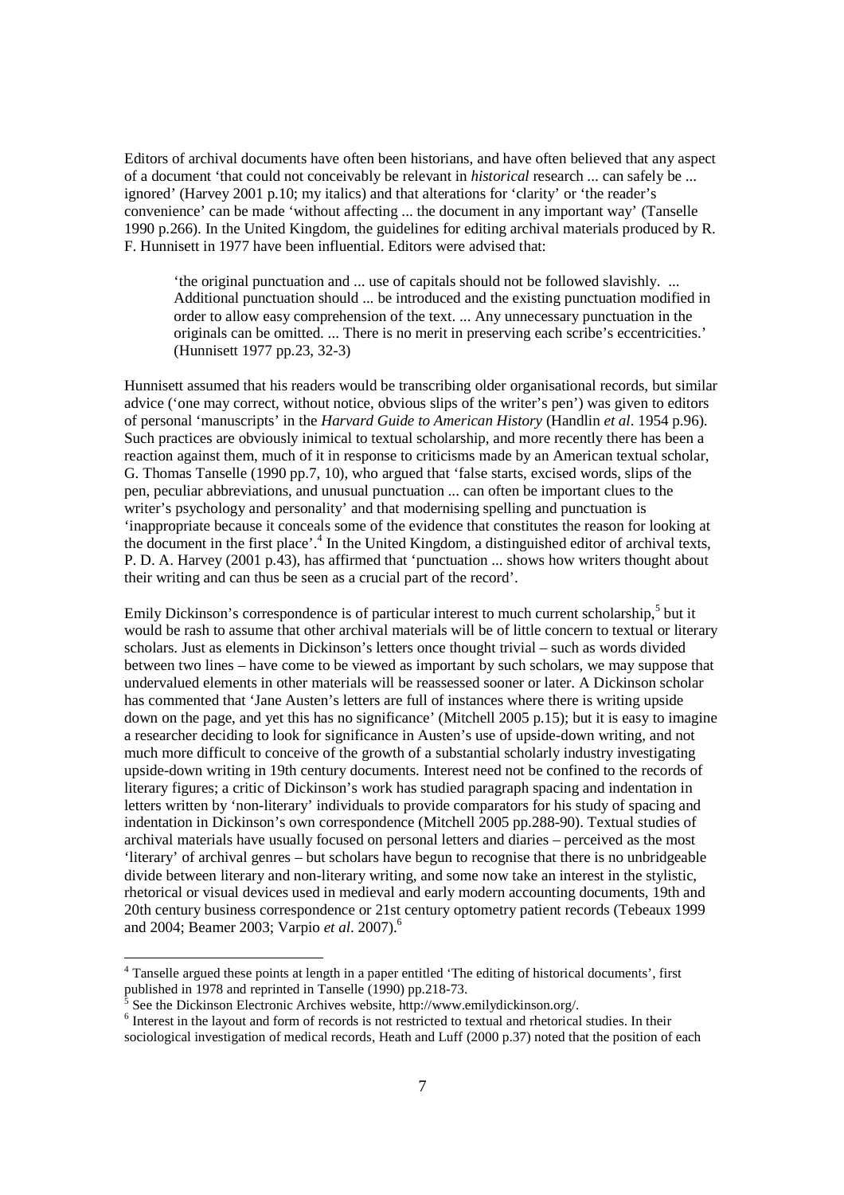Editors of archival documents have often been historians, and have often believed that any aspect of a document 'that could not conceivably be relevant in *historical* research ... can safely be ... ignored' (Harvey 2001 p.10; my italics) and that alterations for 'clarity' or 'the reader's convenience' can be made 'without affecting ... the document in any important way' (Tanselle 1990 p.266). In the United Kingdom, the guidelines for editing archival materials produced by R. F. Hunnisett in 1977 have been influential. Editors were advised that:

> 'the original punctuation and ... use of capitals should not be followed slavishly. ... Additional punctuation should ... be introduced and the existing punctuation modified in order to allow easy comprehension of the text. ... Any unnecessary punctuation in the originals can be omitted. ... There is no merit in preserving each scribe's eccentricities.' (Hunnisett 1977 pp.23, 32-3)

Hunnisett assumed that his readers would be transcribing older organisational records, but similar advice ('one may correct, without notice, obvious slips of the writer's pen') was given to editors of personal 'manuscripts' in the *Harvard Guide to American History* (Handlin *et al*. 1954 p.96). Such practices are obviously inimical to textual scholarship, and more recently there has been a reaction against them, much of it in response to criticisms made by an American textual scholar, G. Thomas Tanselle (1990 pp.7, 10), who argued that 'false starts, excised words, slips of the pen, peculiar abbreviations, and unusual punctuation ... can often be important clues to the writer's psychology and personality' and that modernising spelling and punctuation is 'inappropriate because it conceals some of the evidence that constitutes the reason for looking at the document in the first place'.[4] In the United Kingdom, a distinguished editor of archival texts, P. D. A. Harvey (2001 p.43), has affirmed that 'punctuation ... shows how writers thought about their writing and can thus be seen as a crucial part of the record'.

Emily Dickinson's correspondence is of particular interest to much current scholarship,[5] but it would be rash to assume that other archival materials will be of little concern to textual or literary scholars. Just as elements in Dickinson's letters once thought trivial – such as words divided between two lines – have come to be viewed as important by such scholars, we may suppose that undervalued elements in other materials will be reassessed sooner or later. A Dickinson scholar has commented that 'Jane Austen's letters are full of instances where there is writing upside down on the page, and yet this has no significance' (Mitchell 2005 p.15); but it is easy to imagine a researcher deciding to look for significance in Austen's use of upside-down writing, and not much more difficult to conceive of the growth of a substantial scholarly industry investigating upside-down writing in 19th century documents. Interest need not be confined to the records of literary figures; a critic of Dickinson's work has studied paragraph spacing and indentation in letters written by 'non-literary' individuals to provide comparators for his study of spacing and indentation in Dickinson's own correspondence (Mitchell 2005 pp.288-90). Textual studies of archival materials have usually focused on personal letters and diaries – perceived as the most 'literary' of archival genres – but scholars have begun to recognise that there is no unbridgeable divide between literary and non-literary writing, and some now take an interest in the stylistic, rhetorical or visual devices used in medieval and early modern accounting documents, 19th and 20th century business correspondence or 21st century optometry patient records (Tebeaux 1999 and 2004; Beamer 2003; Varpio *et al*. 2007).[6]

---

[4] Tanselle argued these points at length in a paper entitled 'The editing of historical documents', first published in 1978 and reprinted in Tanselle (1990) pp.218-73.

[5] See the Dickinson Electronic Archives website, http://www.emilydickinson.org/.

[6] Interest in the layout and form of records is not restricted to textual and rhetorical studies. In their sociological investigation of medical records, Heath and Luff (2000 p.37) noted that the position of each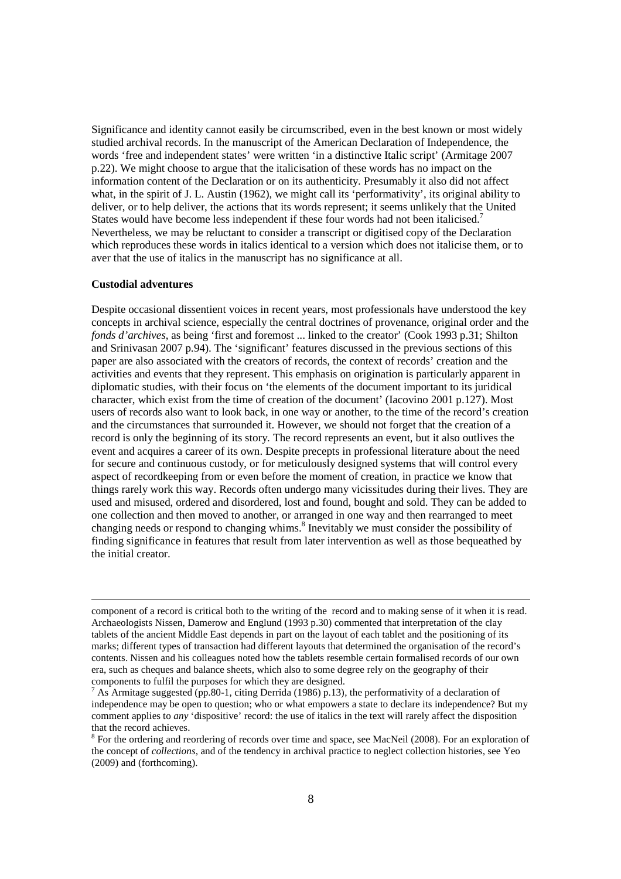Significance and identity cannot easily be circumscribed, even in the best known or most widely studied archival records. In the manuscript of the American Declaration of Independence, the words 'free and independent states' were written 'in a distinctive Italic script' (Armitage 2007 p.22). We might choose to argue that the italicisation of these words has no impact on the information content of the Declaration or on its authenticity. Presumably it also did not affect what, in the spirit of J. L. Austin (1962), we might call its 'performativity', its original ability to deliver, or to help deliver, the actions that its words represent; it seems unlikely that the United States would have become less independent if these four words had not been italicised.[7] Nevertheless, we may be reluctant to consider a transcript or digitised copy of the Declaration which reproduces these words in italics identical to a version which does not italicise them, or to aver that the use of italics in the manuscript has no significance at all.

**Custodial adventures**

Despite occasional dissentient voices in recent years, most professionals have understood the key concepts in archival science, especially the central doctrines of provenance, original order and the *fonds d'archives*, as being 'first and foremost ... linked to the creator' (Cook 1993 p.31; Shilton and Srinivasan 2007 p.94). The 'significant' features discussed in the previous sections of this paper are also associated with the creators of records, the context of records' creation and the activities and events that they represent. This emphasis on origination is particularly apparent in diplomatic studies, with their focus on 'the elements of the document important to its juridical character, which exist from the time of creation of the document' (Iacovino 2001 p.127). Most users of records also want to look back, in one way or another, to the time of the record's creation and the circumstances that surrounded it. However, we should not forget that the creation of a record is only the beginning of its story. The record represents an event, but it also outlives the event and acquires a career of its own. Despite precepts in professional literature about the need for secure and continuous custody, or for meticulously designed systems that will control every aspect of recordkeeping from or even before the moment of creation, in practice we know that things rarely work this way. Records often undergo many vicissitudes during their lives. They are used and misused, ordered and disordered, lost and found, bought and sold. They can be added to one collection and then moved to another, or arranged in one way and then rearranged to meet changing needs or respond to changing whims.[8] Inevitably we must consider the possibility of finding significance in features that result from later intervention as well as those bequeathed by the initial creator.

---

component of a record is critical both to the writing of the record and to making sense of it when it is read. Archaeologists Nissen, Damerow and Englund (1993 p.30) commented that interpretation of the clay tablets of the ancient Middle East depends in part on the layout of each tablet and the positioning of its marks; different types of transaction had different layouts that determined the organisation of the record's contents. Nissen and his colleagues noted how the tablets resemble certain formalised records of our own era, such as cheques and balance sheets, which also to some degree rely on the geography of their components to fulfil the purposes for which they are designed.

[7] As Armitage suggested (pp.80-1, citing Derrida (1986) p.13), the performativity of a declaration of independence may be open to question; who or what empowers a state to declare its independence? But my comment applies to *any* 'dispositive' record: the use of italics in the text will rarely affect the disposition that the record achieves.

[8] For the ordering and reordering of records over time and space, see MacNeil (2008). For an exploration of the concept of *collections*, and of the tendency in archival practice to neglect collection histories, see Yeo (2009) and (forthcoming).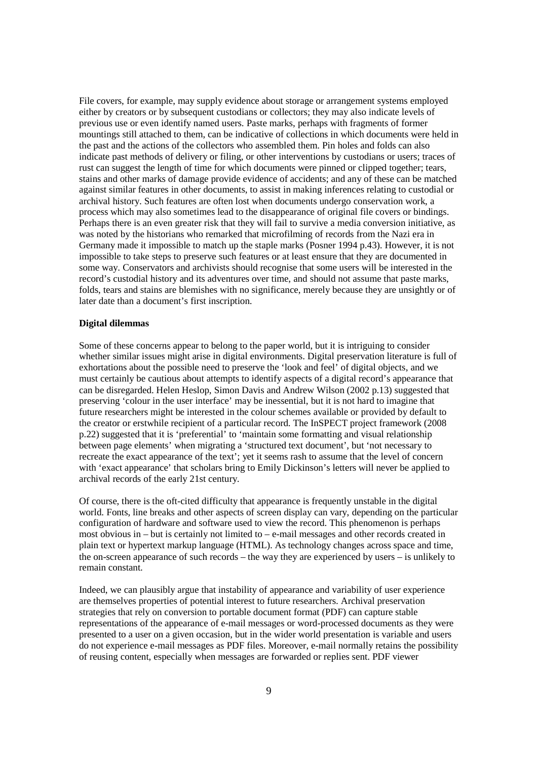File covers, for example, may supply evidence about storage or arrangement systems employed either by creators or by subsequent custodians or collectors; they may also indicate levels of previous use or even identify named users. Paste marks, perhaps with fragments of former mountings still attached to them, can be indicative of collections in which documents were held in the past and the actions of the collectors who assembled them. Pin holes and folds can also indicate past methods of delivery or filing, or other interventions by custodians or users; traces of rust can suggest the length of time for which documents were pinned or clipped together; tears, stains and other marks of damage provide evidence of accidents; and any of these can be matched against similar features in other documents, to assist in making inferences relating to custodial or archival history. Such features are often lost when documents undergo conservation work, a process which may also sometimes lead to the disappearance of original file covers or bindings. Perhaps there is an even greater risk that they will fail to survive a media conversion initiative, as was noted by the historians who remarked that microfilming of records from the Nazi era in Germany made it impossible to match up the staple marks (Posner 1994 p.43). However, it is not impossible to take steps to preserve such features or at least ensure that they are documented in some way. Conservators and archivists should recognise that some users will be interested in the record's custodial history and its adventures over time, and should not assume that paste marks, folds, tears and stains are blemishes with no significance, merely because they are unsightly or of later date than a document's first inscription.

**Digital dilemmas**

Some of these concerns appear to belong to the paper world, but it is intriguing to consider whether similar issues might arise in digital environments. Digital preservation literature is full of exhortations about the possible need to preserve the 'look and feel' of digital objects, and we must certainly be cautious about attempts to identify aspects of a digital record's appearance that can be disregarded. Helen Heslop, Simon Davis and Andrew Wilson (2002 p.13) suggested that preserving 'colour in the user interface' may be inessential, but it is not hard to imagine that future researchers might be interested in the colour schemes available or provided by default to the creator or erstwhile recipient of a particular record. The InSPECT project framework (2008 p.22) suggested that it is 'preferential' to 'maintain some formatting and visual relationship between page elements' when migrating a 'structured text document', but 'not necessary to recreate the exact appearance of the text'; yet it seems rash to assume that the level of concern with 'exact appearance' that scholars bring to Emily Dickinson's letters will never be applied to archival records of the early 21st century.

Of course, there is the oft-cited difficulty that appearance is frequently unstable in the digital world. Fonts, line breaks and other aspects of screen display can vary, depending on the particular configuration of hardware and software used to view the record. This phenomenon is perhaps most obvious in – but is certainly not limited to – e-mail messages and other records created in plain text or hypertext markup language (HTML). As technology changes across space and time, the on-screen appearance of such records – the way they are experienced by users – is unlikely to remain constant.

Indeed, we can plausibly argue that instability of appearance and variability of user experience are themselves properties of potential interest to future researchers. Archival preservation strategies that rely on conversion to portable document format (PDF) can capture stable representations of the appearance of e-mail messages or word-processed documents as they were presented to a user on a given occasion, but in the wider world presentation is variable and users do not experience e-mail messages as PDF files. Moreover, e-mail normally retains the possibility of reusing content, especially when messages are forwarded or replies sent. PDF viewer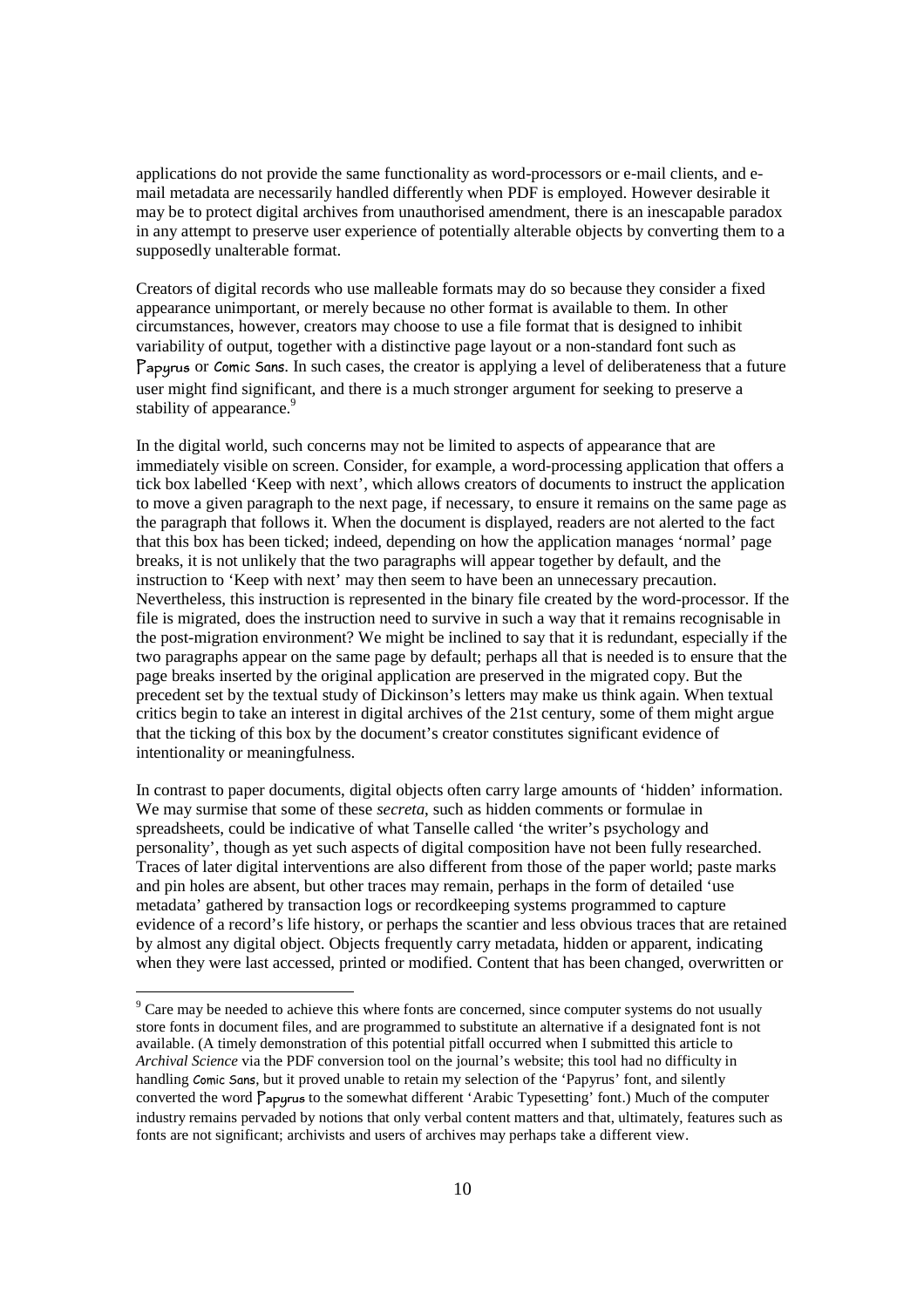applications do not provide the same functionality as word-processors or e-mail clients, and e-mail metadata are necessarily handled differently when PDF is employed. However desirable it may be to protect digital archives from unauthorised amendment, there is an inescapable paradox in any attempt to preserve user experience of potentially alterable objects by converting them to a supposedly unalterable format.

Creators of digital records who use malleable formats may do so because they consider a fixed appearance unimportant, or merely because no other format is available to them. In other circumstances, however, creators may choose to use a file format that is designed to inhibit variability of output, together with a distinctive page layout or a non-standard font such as Papyrus or Comic Sans. In such cases, the creator is applying a level of deliberateness that a future user might find significant, and there is a much stronger argument for seeking to preserve a stability of appearance.[9]

In the digital world, such concerns may not be limited to aspects of appearance that are immediately visible on screen. Consider, for example, a word-processing application that offers a tick box labelled 'Keep with next', which allows creators of documents to instruct the application to move a given paragraph to the next page, if necessary, to ensure it remains on the same page as the paragraph that follows it. When the document is displayed, readers are not alerted to the fact that this box has been ticked; indeed, depending on how the application manages 'normal' page breaks, it is not unlikely that the two paragraphs will appear together by default, and the instruction to 'Keep with next' may then seem to have been an unnecessary precaution. Nevertheless, this instruction is represented in the binary file created by the word-processor. If the file is migrated, does the instruction need to survive in such a way that it remains recognisable in the post-migration environment? We might be inclined to say that it is redundant, especially if the two paragraphs appear on the same page by default; perhaps all that is needed is to ensure that the page breaks inserted by the original application are preserved in the migrated copy. But the precedent set by the textual study of Dickinson's letters may make us think again. When textual critics begin to take an interest in digital archives of the 21st century, some of them might argue that the ticking of this box by the document's creator constitutes significant evidence of intentionality or meaningfulness.

In contrast to paper documents, digital objects often carry large amounts of 'hidden' information. We may surmise that some of these *secreta*, such as hidden comments or formulae in spreadsheets, could be indicative of what Tanselle called 'the writer's psychology and personality', though as yet such aspects of digital composition have not been fully researched. Traces of later digital interventions are also different from those of the paper world; paste marks and pin holes are absent, but other traces may remain, perhaps in the form of detailed 'use metadata' gathered by transaction logs or recordkeeping systems programmed to capture evidence of a record's life history, or perhaps the scantier and less obvious traces that are retained by almost any digital object. Objects frequently carry metadata, hidden or apparent, indicating when they were last accessed, printed or modified. Content that has been changed, overwritten or

---

[9] Care may be needed to achieve this where fonts are concerned, since computer systems do not usually store fonts in document files, and are programmed to substitute an alternative if a designated font is not available. (A timely demonstration of this potential pitfall occurred when I submitted this article to *Archival Science* via the PDF conversion tool on the journal's website; this tool had no difficulty in handling Comic Sans, but it proved unable to retain my selection of the 'Papyrus' font, and silently converted the word Papyrus to the somewhat different 'Arabic Typesetting' font.) Much of the computer industry remains pervaded by notions that only verbal content matters and that, ultimately, features such as fonts are not significant; archivists and users of archives may perhaps take a different view.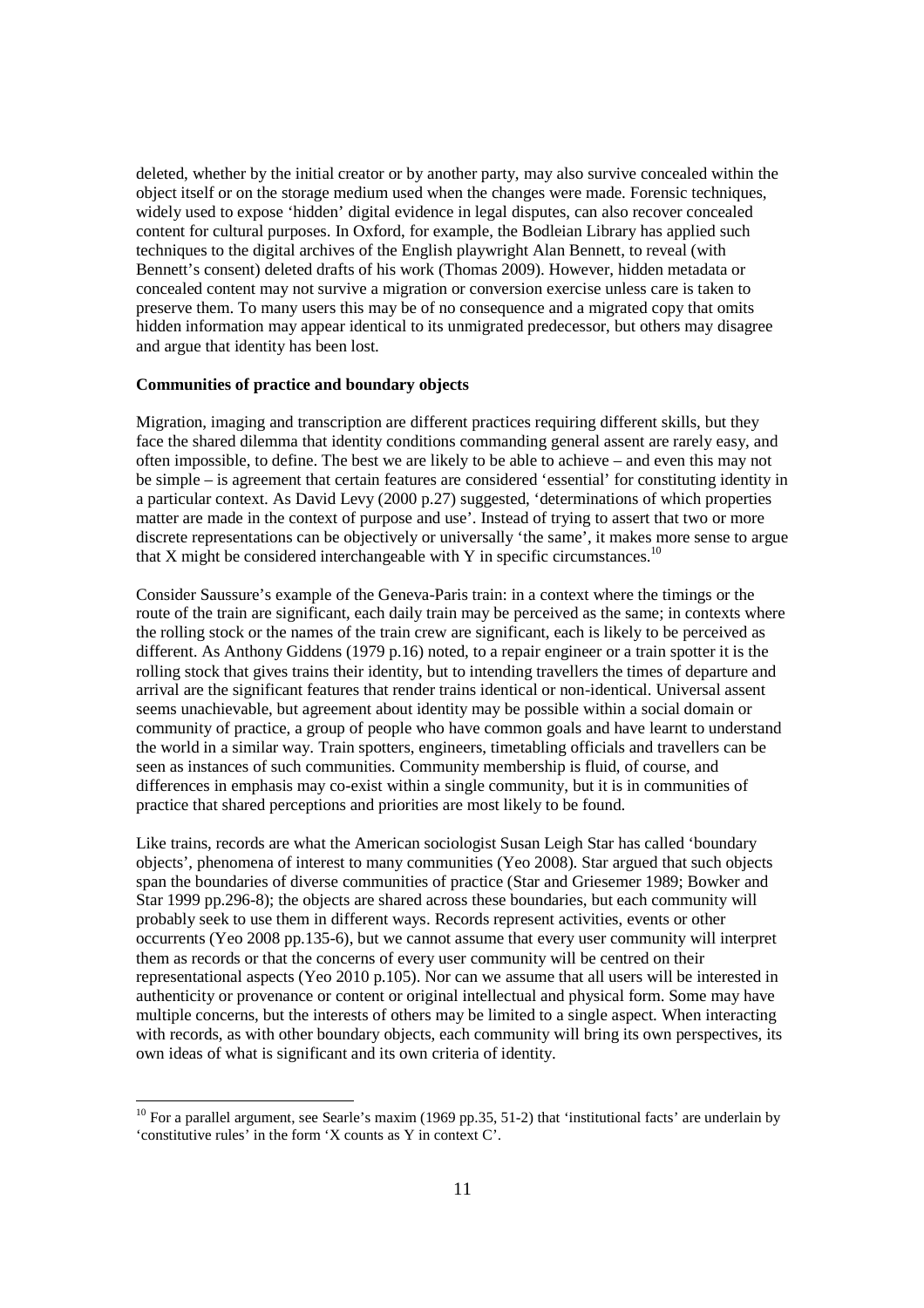deleted, whether by the initial creator or by another party, may also survive concealed within the object itself or on the storage medium used when the changes were made. Forensic techniques, widely used to expose 'hidden' digital evidence in legal disputes, can also recover concealed content for cultural purposes. In Oxford, for example, the Bodleian Library has applied such techniques to the digital archives of the English playwright Alan Bennett, to reveal (with Bennett's consent) deleted drafts of his work (Thomas 2009). However, hidden metadata or concealed content may not survive a migration or conversion exercise unless care is taken to preserve them. To many users this may be of no consequence and a migrated copy that omits hidden information may appear identical to its unmigrated predecessor, but others may disagree and argue that identity has been lost.

**Communities of practice and boundary objects**

Migration, imaging and transcription are different practices requiring different skills, but they face the shared dilemma that identity conditions commanding general assent are rarely easy, and often impossible, to define. The best we are likely to be able to achieve – and even this may not be simple – is agreement that certain features are considered 'essential' for constituting identity in a particular context. As David Levy (2000 p.27) suggested, 'determinations of which properties matter are made in the context of purpose and use'. Instead of trying to assert that two or more discrete representations can be objectively or universally 'the same', it makes more sense to argue that X might be considered interchangeable with Y in specific circumstances.[10]

Consider Saussure's example of the Geneva-Paris train: in a context where the timings or the route of the train are significant, each daily train may be perceived as the same; in contexts where the rolling stock or the names of the train crew are significant, each is likely to be perceived as different. As Anthony Giddens (1979 p.16) noted, to a repair engineer or a train spotter it is the rolling stock that gives trains their identity, but to intending travellers the times of departure and arrival are the significant features that render trains identical or non-identical. Universal assent seems unachievable, but agreement about identity may be possible within a social domain or community of practice, a group of people who have common goals and have learnt to understand the world in a similar way. Train spotters, engineers, timetabling officials and travellers can be seen as instances of such communities. Community membership is fluid, of course, and differences in emphasis may co-exist within a single community, but it is in communities of practice that shared perceptions and priorities are most likely to be found.

Like trains, records are what the American sociologist Susan Leigh Star has called 'boundary objects', phenomena of interest to many communities (Yeo 2008). Star argued that such objects span the boundaries of diverse communities of practice (Star and Griesemer 1989; Bowker and Star 1999 pp.296-8); the objects are shared across these boundaries, but each community will probably seek to use them in different ways. Records represent activities, events or other occurrents (Yeo 2008 pp.135-6), but we cannot assume that every user community will interpret them as records or that the concerns of every user community will be centred on their representational aspects (Yeo 2010 p.105). Nor can we assume that all users will be interested in authenticity or provenance or content or original intellectual and physical form. Some may have multiple concerns, but the interests of others may be limited to a single aspect. When interacting with records, as with other boundary objects, each community will bring its own perspectives, its own ideas of what is significant and its own criteria of identity.

---

[10] For a parallel argument, see Searle's maxim (1969 pp.35, 51-2) that 'institutional facts' are underlain by 'constitutive rules' in the form 'X counts as Y in context C'.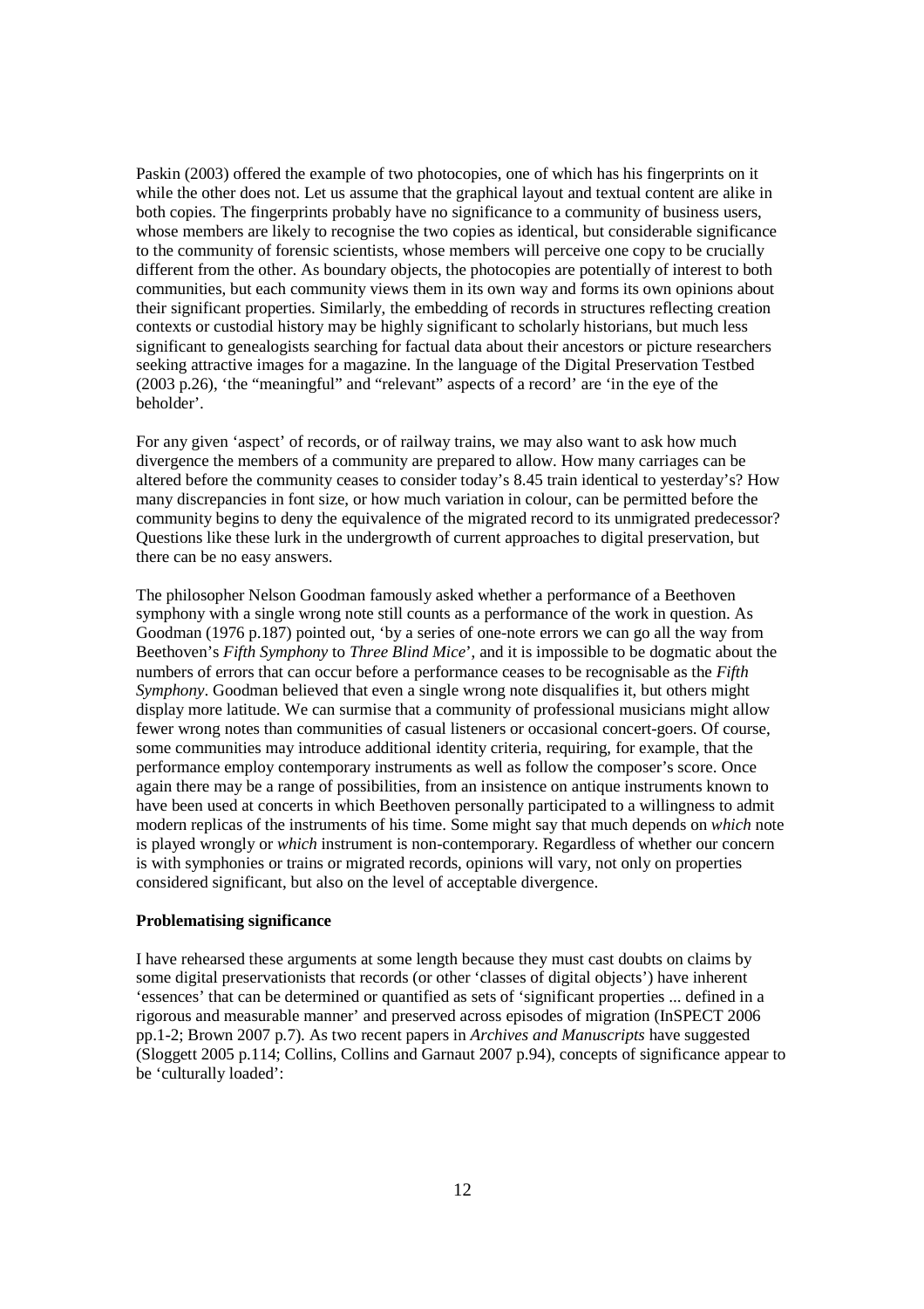Paskin (2003) offered the example of two photocopies, one of which has his fingerprints on it while the other does not. Let us assume that the graphical layout and textual content are alike in both copies. The fingerprints probably have no significance to a community of business users, whose members are likely to recognise the two copies as identical, but considerable significance to the community of forensic scientists, whose members will perceive one copy to be crucially different from the other. As boundary objects, the photocopies are potentially of interest to both communities, but each community views them in its own way and forms its own opinions about their significant properties. Similarly, the embedding of records in structures reflecting creation contexts or custodial history may be highly significant to scholarly historians, but much less significant to genealogists searching for factual data about their ancestors or picture researchers seeking attractive images for a magazine. In the language of the Digital Preservation Testbed (2003 p.26), 'the "meaningful" and "relevant" aspects of a record' are 'in the eye of the beholder'.

For any given 'aspect' of records, or of railway trains, we may also want to ask how much divergence the members of a community are prepared to allow. How many carriages can be altered before the community ceases to consider today's 8.45 train identical to yesterday's? How many discrepancies in font size, or how much variation in colour, can be permitted before the community begins to deny the equivalence of the migrated record to its unmigrated predecessor? Questions like these lurk in the undergrowth of current approaches to digital preservation, but there can be no easy answers.

The philosopher Nelson Goodman famously asked whether a performance of a Beethoven symphony with a single wrong note still counts as a performance of the work in question. As Goodman (1976 p.187) pointed out, 'by a series of one-note errors we can go all the way from Beethoven's *Fifth Symphony* to *Three Blind Mice*', and it is impossible to be dogmatic about the numbers of errors that can occur before a performance ceases to be recognisable as the *Fifth Symphony*. Goodman believed that even a single wrong note disqualifies it, but others might display more latitude. We can surmise that a community of professional musicians might allow fewer wrong notes than communities of casual listeners or occasional concert-goers. Of course, some communities may introduce additional identity criteria, requiring, for example, that the performance employ contemporary instruments as well as follow the composer's score. Once again there may be a range of possibilities, from an insistence on antique instruments known to have been used at concerts in which Beethoven personally participated to a willingness to admit modern replicas of the instruments of his time. Some might say that much depends on *which* note is played wrongly or *which* instrument is non-contemporary. Regardless of whether our concern is with symphonies or trains or migrated records, opinions will vary, not only on properties considered significant, but also on the level of acceptable divergence.

**Problematising significance**

I have rehearsed these arguments at some length because they must cast doubts on claims by some digital preservationists that records (or other 'classes of digital objects') have inherent 'essences' that can be determined or quantified as sets of 'significant properties ... defined in a rigorous and measurable manner' and preserved across episodes of migration (InSPECT 2006 pp.1-2; Brown 2007 p.7). As two recent papers in *Archives and Manuscripts* have suggested (Sloggett 2005 p.114; Collins, Collins and Garnaut 2007 p.94), concepts of significance appear to be 'culturally loaded':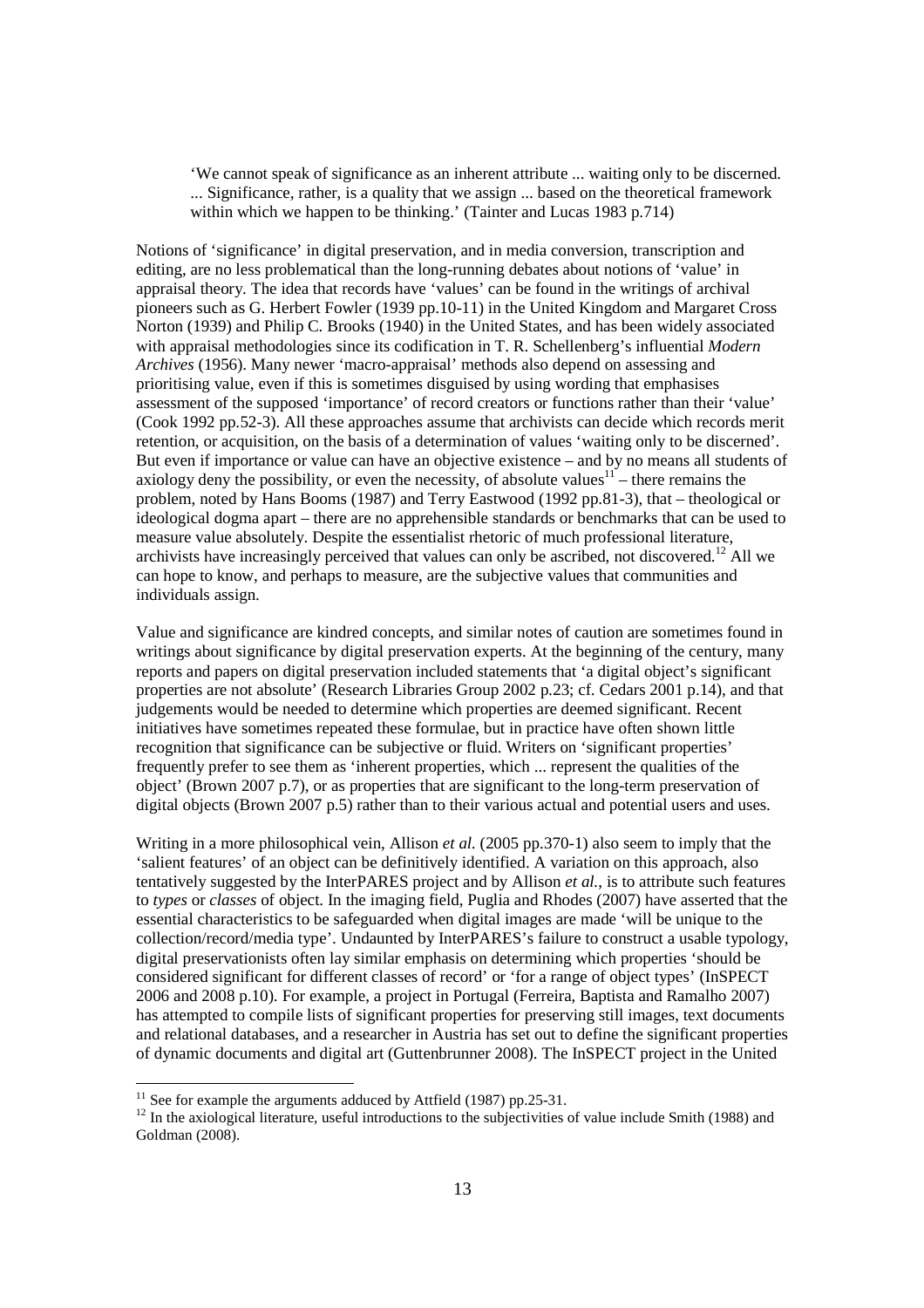> 'We cannot speak of significance as an inherent attribute ... waiting only to be discerned. ... Significance, rather, is a quality that we assign ... based on the theoretical framework within which we happen to be thinking.' (Tainter and Lucas 1983 p.714)

Notions of 'significance' in digital preservation, and in media conversion, transcription and editing, are no less problematical than the long-running debates about notions of 'value' in appraisal theory. The idea that records have 'values' can be found in the writings of archival pioneers such as G. Herbert Fowler (1939 pp.10-11) in the United Kingdom and Margaret Cross Norton (1939) and Philip C. Brooks (1940) in the United States, and has been widely associated with appraisal methodologies since its codification in T. R. Schellenberg's influential *Modern Archives* (1956). Many newer 'macro-appraisal' methods also depend on assessing and prioritising value, even if this is sometimes disguised by using wording that emphasises assessment of the supposed 'importance' of record creators or functions rather than their 'value' (Cook 1992 pp.52-3). All these approaches assume that archivists can decide which records merit retention, or acquisition, on the basis of a determination of values 'waiting only to be discerned'. But even if importance or value can have an objective existence – and by no means all students of axiology deny the possibility, or even the necessity, of absolute values[11] – there remains the problem, noted by Hans Booms (1987) and Terry Eastwood (1992 pp.81-3), that – theological or ideological dogma apart – there are no apprehensible standards or benchmarks that can be used to measure value absolutely. Despite the essentialist rhetoric of much professional literature, archivists have increasingly perceived that values can only be ascribed, not discovered.[12] All we can hope to know, and perhaps to measure, are the subjective values that communities and individuals assign.

Value and significance are kindred concepts, and similar notes of caution are sometimes found in writings about significance by digital preservation experts. At the beginning of the century, many reports and papers on digital preservation included statements that 'a digital object's significant properties are not absolute' (Research Libraries Group 2002 p.23; cf. Cedars 2001 p.14), and that judgements would be needed to determine which properties are deemed significant. Recent initiatives have sometimes repeated these formulae, but in practice have often shown little recognition that significance can be subjective or fluid. Writers on 'significant properties' frequently prefer to see them as 'inherent properties, which ... represent the qualities of the object' (Brown 2007 p.7), or as properties that are significant to the long-term preservation of digital objects (Brown 2007 p.5) rather than to their various actual and potential users and uses.

Writing in a more philosophical vein, Allison *et al.* (2005 pp.370-1) also seem to imply that the 'salient features' of an object can be definitively identified. A variation on this approach, also tentatively suggested by the InterPARES project and by Allison *et al.*, is to attribute such features to *types* or *classes* of object. In the imaging field, Puglia and Rhodes (2007) have asserted that the essential characteristics to be safeguarded when digital images are made 'will be unique to the collection/record/media type'. Undaunted by InterPARES's failure to construct a usable typology, digital preservationists often lay similar emphasis on determining which properties 'should be considered significant for different classes of record' or 'for a range of object types' (InSPECT 2006 and 2008 p.10). For example, a project in Portugal (Ferreira, Baptista and Ramalho 2007) has attempted to compile lists of significant properties for preserving still images, text documents and relational databases, and a researcher in Austria has set out to define the significant properties of dynamic documents and digital art (Guttenbrunner 2008). The InSPECT project in the United

---

[11] See for example the arguments adduced by Attfield (1987) pp.25-31.

[12] In the axiological literature, useful introductions to the subjectivities of value include Smith (1988) and Goldman (2008).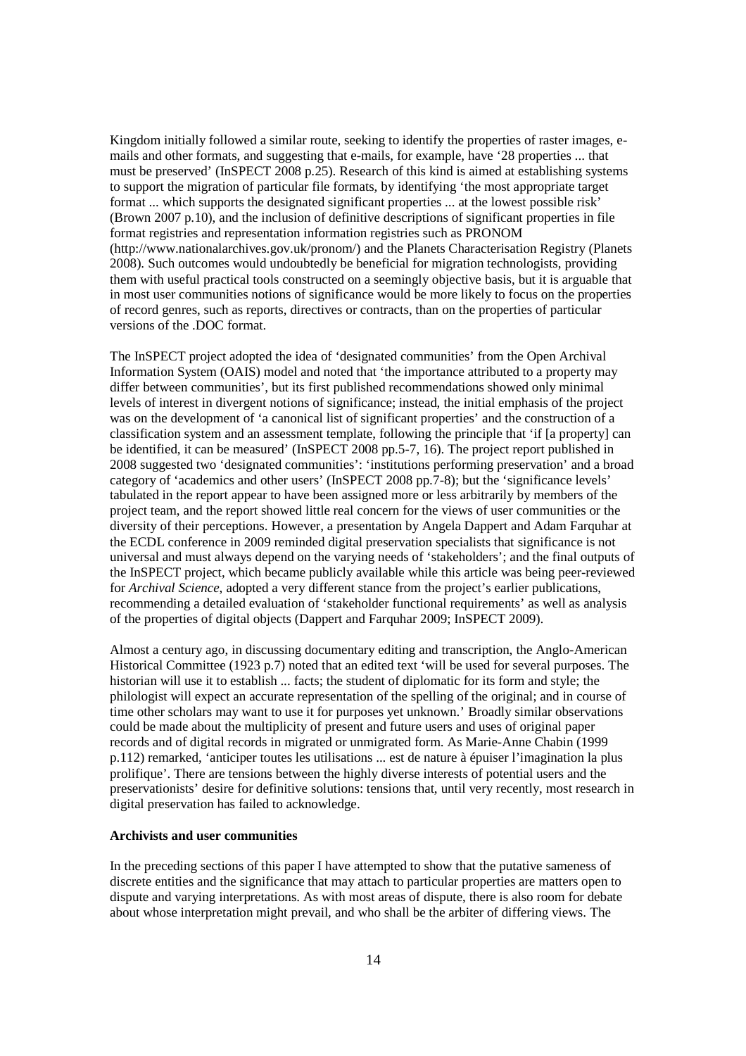Kingdom initially followed a similar route, seeking to identify the properties of raster images, e-mails and other formats, and suggesting that e-mails, for example, have '28 properties ... that must be preserved' (InSPECT 2008 p.25). Research of this kind is aimed at establishing systems to support the migration of particular file formats, by identifying 'the most appropriate target format ... which supports the designated significant properties ... at the lowest possible risk' (Brown 2007 p.10), and the inclusion of definitive descriptions of significant properties in file format registries and representation information registries such as PRONOM (http://www.nationalarchives.gov.uk/pronom/) and the Planets Characterisation Registry (Planets 2008). Such outcomes would undoubtedly be beneficial for migration technologists, providing them with useful practical tools constructed on a seemingly objective basis, but it is arguable that in most user communities notions of significance would be more likely to focus on the properties of record genres, such as reports, directives or contracts, than on the properties of particular versions of the .DOC format.

The InSPECT project adopted the idea of 'designated communities' from the Open Archival Information System (OAIS) model and noted that 'the importance attributed to a property may differ between communities', but its first published recommendations showed only minimal levels of interest in divergent notions of significance; instead, the initial emphasis of the project was on the development of 'a canonical list of significant properties' and the construction of a classification system and an assessment template, following the principle that 'if [a property] can be identified, it can be measured' (InSPECT 2008 pp.5-7, 16). The project report published in 2008 suggested two 'designated communities': 'institutions performing preservation' and a broad category of 'academics and other users' (InSPECT 2008 pp.7-8); but the 'significance levels' tabulated in the report appear to have been assigned more or less arbitrarily by members of the project team, and the report showed little real concern for the views of user communities or the diversity of their perceptions. However, a presentation by Angela Dappert and Adam Farquhar at the ECDL conference in 2009 reminded digital preservation specialists that significance is not universal and must always depend on the varying needs of 'stakeholders'; and the final outputs of the InSPECT project, which became publicly available while this article was being peer-reviewed for *Archival Science*, adopted a very different stance from the project's earlier publications, recommending a detailed evaluation of 'stakeholder functional requirements' as well as analysis of the properties of digital objects (Dappert and Farquhar 2009; InSPECT 2009).

Almost a century ago, in discussing documentary editing and transcription, the Anglo-American Historical Committee (1923 p.7) noted that an edited text 'will be used for several purposes. The historian will use it to establish ... facts; the student of diplomatic for its form and style; the philologist will expect an accurate representation of the spelling of the original; and in course of time other scholars may want to use it for purposes yet unknown.' Broadly similar observations could be made about the multiplicity of present and future users and uses of original paper records and of digital records in migrated or unmigrated form. As Marie-Anne Chabin (1999 p.112) remarked, 'anticiper toutes les utilisations ... est de nature à épuiser l'imagination la plus prolifique'. There are tensions between the highly diverse interests of potential users and the preservationists' desire for definitive solutions: tensions that, until very recently, most research in digital preservation has failed to acknowledge.

**Archivists and user communities**

In the preceding sections of this paper I have attempted to show that the putative sameness of discrete entities and the significance that may attach to particular properties are matters open to dispute and varying interpretations. As with most areas of dispute, there is also room for debate about whose interpretation might prevail, and who shall be the arbiter of differing views. The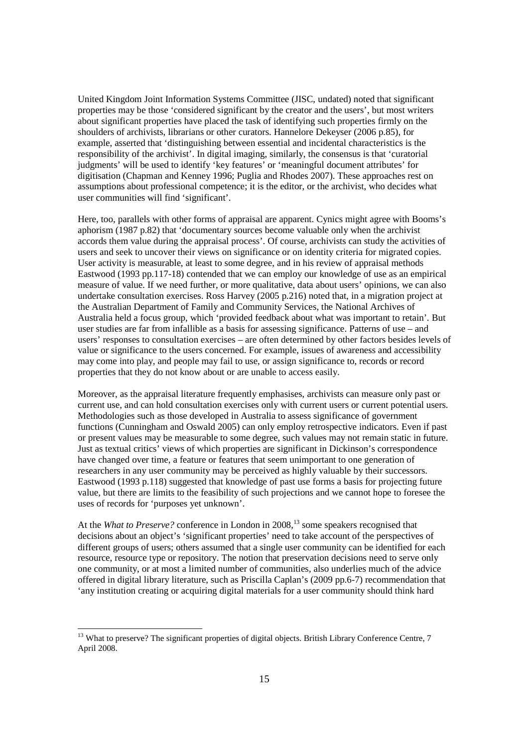United Kingdom Joint Information Systems Committee (JISC, undated) noted that significant properties may be those 'considered significant by the creator and the users', but most writers about significant properties have placed the task of identifying such properties firmly on the shoulders of archivists, librarians or other curators. Hannelore Dekeyser (2006 p.85), for example, asserted that 'distinguishing between essential and incidental characteristics is the responsibility of the archivist'. In digital imaging, similarly, the consensus is that 'curatorial judgments' will be used to identify 'key features' or 'meaningful document attributes' for digitisation (Chapman and Kenney 1996; Puglia and Rhodes 2007). These approaches rest on assumptions about professional competence; it is the editor, or the archivist, who decides what user communities will find 'significant'.

Here, too, parallels with other forms of appraisal are apparent. Cynics might agree with Booms's aphorism (1987 p.82) that 'documentary sources become valuable only when the archivist accords them value during the appraisal process'. Of course, archivists can study the activities of users and seek to uncover their views on significance or on identity criteria for migrated copies. User activity is measurable, at least to some degree, and in his review of appraisal methods Eastwood (1993 pp.117-18) contended that we can employ our knowledge of use as an empirical measure of value. If we need further, or more qualitative, data about users' opinions, we can also undertake consultation exercises. Ross Harvey (2005 p.216) noted that, in a migration project at the Australian Department of Family and Community Services, the National Archives of Australia held a focus group, which 'provided feedback about what was important to retain'. But user studies are far from infallible as a basis for assessing significance. Patterns of use – and users' responses to consultation exercises – are often determined by other factors besides levels of value or significance to the users concerned. For example, issues of awareness and accessibility may come into play, and people may fail to use, or assign significance to, records or record properties that they do not know about or are unable to access easily.

Moreover, as the appraisal literature frequently emphasises, archivists can measure only past or current use, and can hold consultation exercises only with current users or current potential users. Methodologies such as those developed in Australia to assess significance of government functions (Cunningham and Oswald 2005) can only employ retrospective indicators. Even if past or present values may be measurable to some degree, such values may not remain static in future. Just as textual critics' views of which properties are significant in Dickinson's correspondence have changed over time, a feature or features that seem unimportant to one generation of researchers in any user community may be perceived as highly valuable by their successors. Eastwood (1993 p.118) suggested that knowledge of past use forms a basis for projecting future value, but there are limits to the feasibility of such projections and we cannot hope to foresee the uses of records for 'purposes yet unknown'.

At the *What to Preserve?* conference in London in 2008,[13] some speakers recognised that decisions about an object's 'significant properties' need to take account of the perspectives of different groups of users; others assumed that a single user community can be identified for each resource, resource type or repository. The notion that preservation decisions need to serve only one community, or at most a limited number of communities, also underlies much of the advice offered in digital library literature, such as Priscilla Caplan's (2009 pp.6-7) recommendation that 'any institution creating or acquiring digital materials for a user community should think hard

[13] What to preserve? The significant properties of digital objects. British Library Conference Centre, 7 April 2008.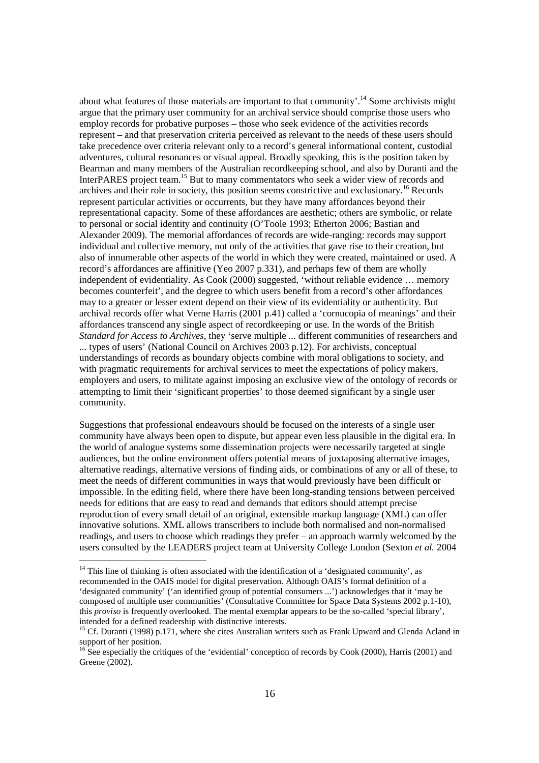about what features of those materials are important to that community'.[14] Some archivists might argue that the primary user community for an archival service should comprise those users who employ records for probative purposes – those who seek evidence of the activities records represent – and that preservation criteria perceived as relevant to the needs of these users should take precedence over criteria relevant only to a record's general informational content, custodial adventures, cultural resonances or visual appeal. Broadly speaking, this is the position taken by Bearman and many members of the Australian recordkeeping school, and also by Duranti and the InterPARES project team.[15] But to many commentators who seek a wider view of records and archives and their role in society, this position seems constrictive and exclusionary.[16] Records represent particular activities or occurrents, but they have many affordances beyond their representational capacity. Some of these affordances are aesthetic; others are symbolic, or relate to personal or social identity and continuity (O'Toole 1993; Etherton 2006; Bastian and Alexander 2009). The memorial affordances of records are wide-ranging: records may support individual and collective memory, not only of the activities that gave rise to their creation, but also of innumerable other aspects of the world in which they were created, maintained or used. A record's affordances are affinitive (Yeo 2007 p.331), and perhaps few of them are wholly independent of evidentiality. As Cook (2000) suggested, 'without reliable evidence … memory becomes counterfeit', and the degree to which users benefit from a record's other affordances may to a greater or lesser extent depend on their view of its evidentiality or authenticity. But archival records offer what Verne Harris (2001 p.41) called a 'cornucopia of meanings' and their affordances transcend any single aspect of recordkeeping or use. In the words of the British *Standard for Access to Archives*, they 'serve multiple ... different communities of researchers and ... types of users' (National Council on Archives 2003 p.12). For archivists, conceptual understandings of records as boundary objects combine with moral obligations to society, and with pragmatic requirements for archival services to meet the expectations of policy makers, employers and users, to militate against imposing an exclusive view of the ontology of records or attempting to limit their 'significant properties' to those deemed significant by a single user community.

Suggestions that professional endeavours should be focused on the interests of a single user community have always been open to dispute, but appear even less plausible in the digital era. In the world of analogue systems some dissemination projects were necessarily targeted at single audiences, but the online environment offers potential means of juxtaposing alternative images, alternative readings, alternative versions of finding aids, or combinations of any or all of these, to meet the needs of different communities in ways that would previously have been difficult or impossible. In the editing field, where there have been long-standing tensions between perceived needs for editions that are easy to read and demands that editors should attempt precise reproduction of every small detail of an original, extensible markup language (XML) can offer innovative solutions. XML allows transcribers to include both normalised and non-normalised readings, and users to choose which readings they prefer – an approach warmly welcomed by the users consulted by the LEADERS project team at University College London (Sexton *et al.* 2004

---

[14] This line of thinking is often associated with the identification of a 'designated community', as recommended in the OAIS model for digital preservation. Although OAIS's formal definition of a 'designated community' ('an identified group of potential consumers ...') acknowledges that it 'may be composed of multiple user communities' (Consultative Committee for Space Data Systems 2002 p.1-10), this *proviso* is frequently overlooked. The mental exemplar appears to be the so-called 'special library', intended for a defined readership with distinctive interests.

[15] Cf. Duranti (1998) p.171, where she cites Australian writers such as Frank Upward and Glenda Acland in support of her position.

[16] See especially the critiques of the 'evidential' conception of records by Cook (2000), Harris (2001) and Greene (2002).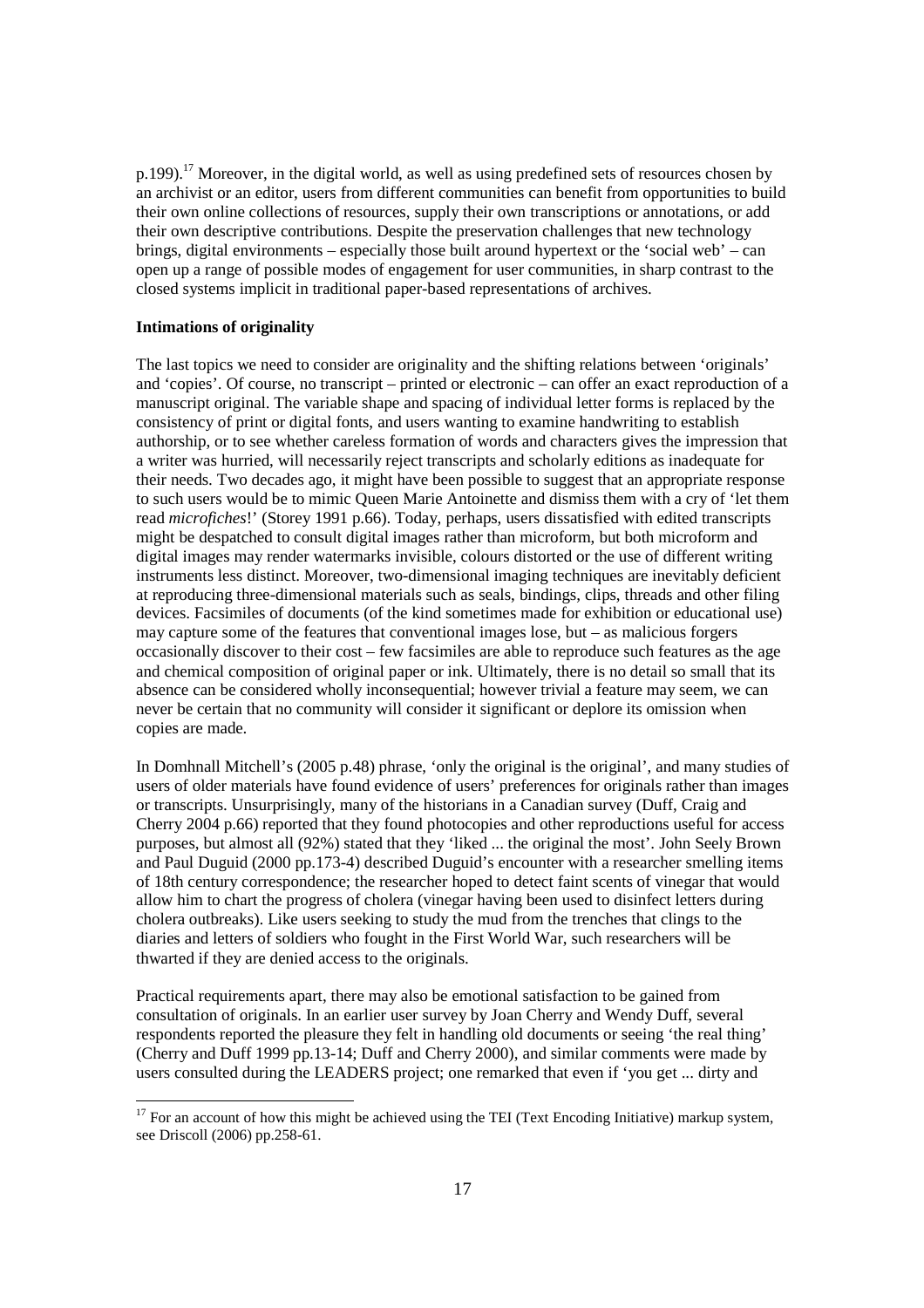p.199).[17] Moreover, in the digital world, as well as using predefined sets of resources chosen by an archivist or an editor, users from different communities can benefit from opportunities to build their own online collections of resources, supply their own transcriptions or annotations, or add their own descriptive contributions. Despite the preservation challenges that new technology brings, digital environments – especially those built around hypertext or the 'social web' – can open up a range of possible modes of engagement for user communities, in sharp contrast to the closed systems implicit in traditional paper-based representations of archives.

**Intimations of originality**

The last topics we need to consider are originality and the shifting relations between 'originals' and 'copies'. Of course, no transcript – printed or electronic – can offer an exact reproduction of a manuscript original. The variable shape and spacing of individual letter forms is replaced by the consistency of print or digital fonts, and users wanting to examine handwriting to establish authorship, or to see whether careless formation of words and characters gives the impression that a writer was hurried, will necessarily reject transcripts and scholarly editions as inadequate for their needs. Two decades ago, it might have been possible to suggest that an appropriate response to such users would be to mimic Queen Marie Antoinette and dismiss them with a cry of 'let them read *microfiches*!' (Storey 1991 p.66). Today, perhaps, users dissatisfied with edited transcripts might be despatched to consult digital images rather than microform, but both microform and digital images may render watermarks invisible, colours distorted or the use of different writing instruments less distinct. Moreover, two-dimensional imaging techniques are inevitably deficient at reproducing three-dimensional materials such as seals, bindings, clips, threads and other filing devices. Facsimiles of documents (of the kind sometimes made for exhibition or educational use) may capture some of the features that conventional images lose, but – as malicious forgers occasionally discover to their cost – few facsimiles are able to reproduce such features as the age and chemical composition of original paper or ink. Ultimately, there is no detail so small that its absence can be considered wholly inconsequential; however trivial a feature may seem, we can never be certain that no community will consider it significant or deplore its omission when copies are made.

In Domhnall Mitchell's (2005 p.48) phrase, 'only the original is the original', and many studies of users of older materials have found evidence of users' preferences for originals rather than images or transcripts. Unsurprisingly, many of the historians in a Canadian survey (Duff, Craig and Cherry 2004 p.66) reported that they found photocopies and other reproductions useful for access purposes, but almost all (92%) stated that they 'liked ... the original the most'. John Seely Brown and Paul Duguid (2000 pp.173-4) described Duguid's encounter with a researcher smelling items of 18th century correspondence; the researcher hoped to detect faint scents of vinegar that would allow him to chart the progress of cholera (vinegar having been used to disinfect letters during cholera outbreaks). Like users seeking to study the mud from the trenches that clings to the diaries and letters of soldiers who fought in the First World War, such researchers will be thwarted if they are denied access to the originals.

Practical requirements apart, there may also be emotional satisfaction to be gained from consultation of originals. In an earlier user survey by Joan Cherry and Wendy Duff, several respondents reported the pleasure they felt in handling old documents or seeing 'the real thing' (Cherry and Duff 1999 pp.13-14; Duff and Cherry 2000), and similar comments were made by users consulted during the LEADERS project; one remarked that even if 'you get ... dirty and

[17] For an account of how this might be achieved using the TEI (Text Encoding Initiative) markup system, see Driscoll (2006) pp.258-61.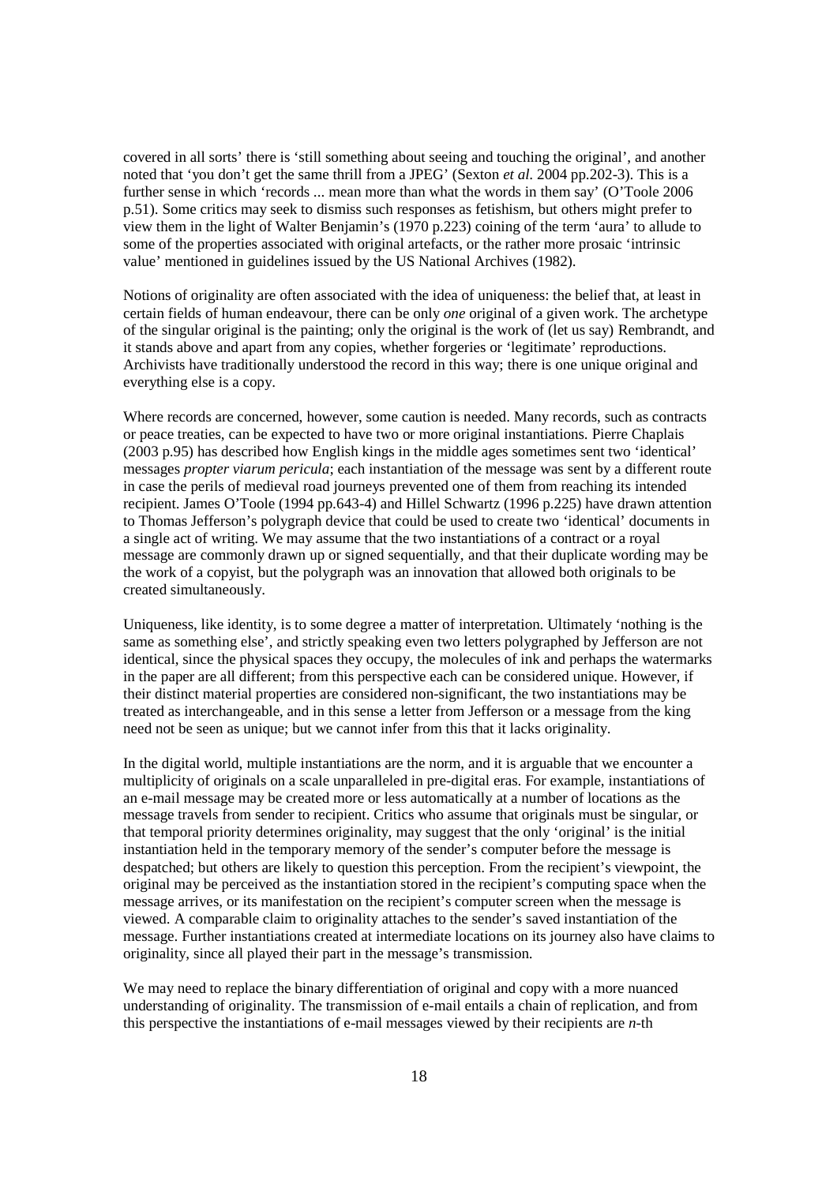covered in all sorts' there is 'still something about seeing and touching the original', and another noted that 'you don't get the same thrill from a JPEG' (Sexton *et al*. 2004 pp.202-3). This is a further sense in which 'records ... mean more than what the words in them say' (O'Toole 2006 p.51). Some critics may seek to dismiss such responses as fetishism, but others might prefer to view them in the light of Walter Benjamin's (1970 p.223) coining of the term 'aura' to allude to some of the properties associated with original artefacts, or the rather more prosaic 'intrinsic value' mentioned in guidelines issued by the US National Archives (1982).

Notions of originality are often associated with the idea of uniqueness: the belief that, at least in certain fields of human endeavour, there can be only *one* original of a given work. The archetype of the singular original is the painting; only the original is the work of (let us say) Rembrandt, and it stands above and apart from any copies, whether forgeries or 'legitimate' reproductions. Archivists have traditionally understood the record in this way; there is one unique original and everything else is a copy.

Where records are concerned, however, some caution is needed. Many records, such as contracts or peace treaties, can be expected to have two or more original instantiations. Pierre Chaplais (2003 p.95) has described how English kings in the middle ages sometimes sent two 'identical' messages *propter viarum pericula*; each instantiation of the message was sent by a different route in case the perils of medieval road journeys prevented one of them from reaching its intended recipient. James O'Toole (1994 pp.643-4) and Hillel Schwartz (1996 p.225) have drawn attention to Thomas Jefferson's polygraph device that could be used to create two 'identical' documents in a single act of writing. We may assume that the two instantiations of a contract or a royal message are commonly drawn up or signed sequentially, and that their duplicate wording may be the work of a copyist, but the polygraph was an innovation that allowed both originals to be created simultaneously.

Uniqueness, like identity, is to some degree a matter of interpretation. Ultimately 'nothing is the same as something else', and strictly speaking even two letters polygraphed by Jefferson are not identical, since the physical spaces they occupy, the molecules of ink and perhaps the watermarks in the paper are all different; from this perspective each can be considered unique. However, if their distinct material properties are considered non-significant, the two instantiations may be treated as interchangeable, and in this sense a letter from Jefferson or a message from the king need not be seen as unique; but we cannot infer from this that it lacks originality.

In the digital world, multiple instantiations are the norm, and it is arguable that we encounter a multiplicity of originals on a scale unparalleled in pre-digital eras. For example, instantiations of an e-mail message may be created more or less automatically at a number of locations as the message travels from sender to recipient. Critics who assume that originals must be singular, or that temporal priority determines originality, may suggest that the only 'original' is the initial instantiation held in the temporary memory of the sender's computer before the message is despatched; but others are likely to question this perception. From the recipient's viewpoint, the original may be perceived as the instantiation stored in the recipient's computing space when the message arrives, or its manifestation on the recipient's computer screen when the message is viewed. A comparable claim to originality attaches to the sender's saved instantiation of the message. Further instantiations created at intermediate locations on its journey also have claims to originality, since all played their part in the message's transmission.

We may need to replace the binary differentiation of original and copy with a more nuanced understanding of originality. The transmission of e-mail entails a chain of replication, and from this perspective the instantiations of e-mail messages viewed by their recipients are *n*-th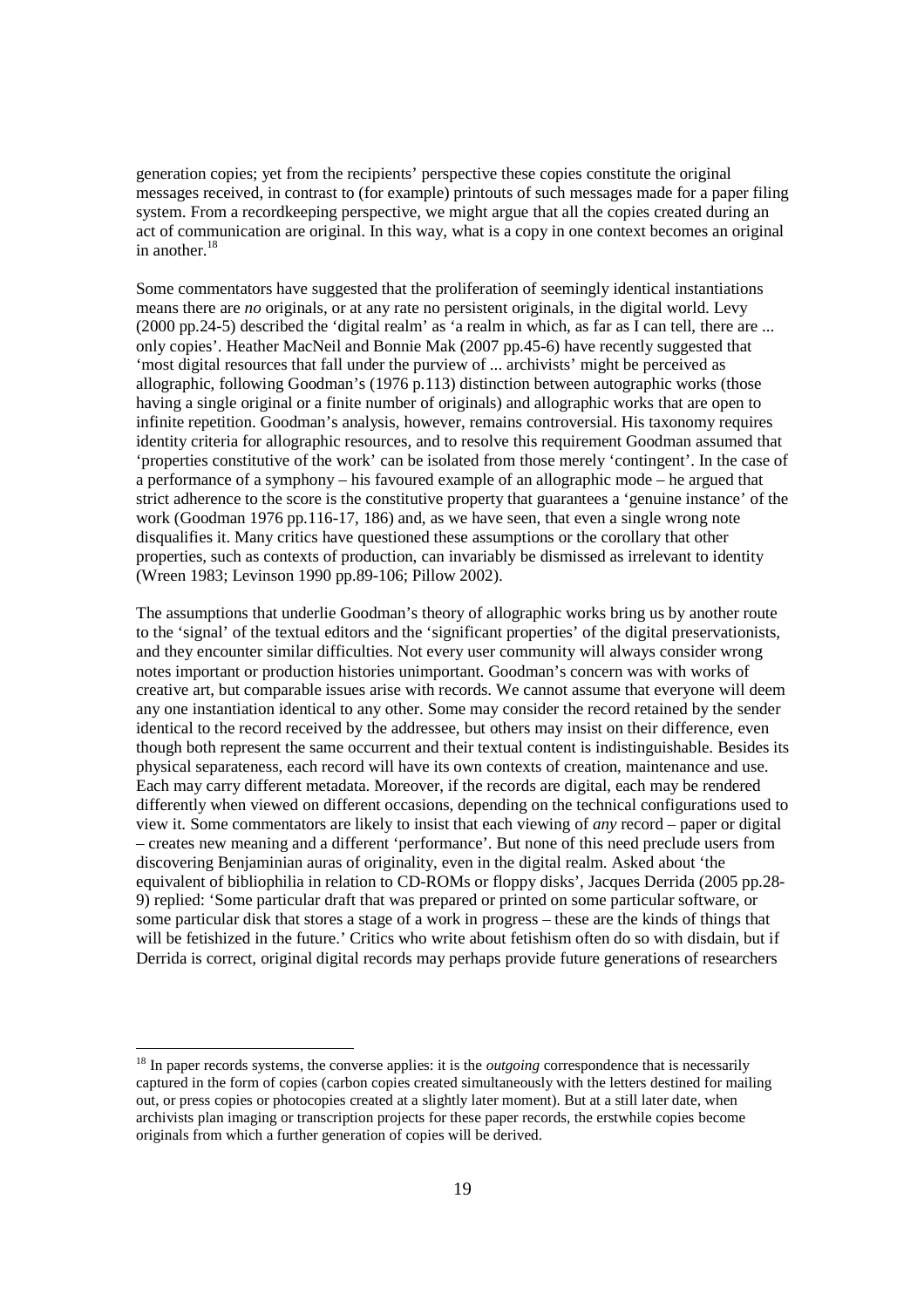generation copies; yet from the recipients' perspective these copies constitute the original messages received, in contrast to (for example) printouts of such messages made for a paper filing system. From a recordkeeping perspective, we might argue that all the copies created during an act of communication are original. In this way, what is a copy in one context becomes an original in another.[18]

Some commentators have suggested that the proliferation of seemingly identical instantiations means there are *no* originals, or at any rate no persistent originals, in the digital world. Levy (2000 pp.24-5) described the 'digital realm' as 'a realm in which, as far as I can tell, there are ... only copies'. Heather MacNeil and Bonnie Mak (2007 pp.45-6) have recently suggested that 'most digital resources that fall under the purview of ... archivists' might be perceived as allographic, following Goodman's (1976 p.113) distinction between autographic works (those having a single original or a finite number of originals) and allographic works that are open to infinite repetition. Goodman's analysis, however, remains controversial. His taxonomy requires identity criteria for allographic resources, and to resolve this requirement Goodman assumed that 'properties constitutive of the work' can be isolated from those merely 'contingent'. In the case of a performance of a symphony – his favoured example of an allographic mode – he argued that strict adherence to the score is the constitutive property that guarantees a 'genuine instance' of the work (Goodman 1976 pp.116-17, 186) and, as we have seen, that even a single wrong note disqualifies it. Many critics have questioned these assumptions or the corollary that other properties, such as contexts of production, can invariably be dismissed as irrelevant to identity (Wreen 1983; Levinson 1990 pp.89-106; Pillow 2002).

The assumptions that underlie Goodman's theory of allographic works bring us by another route to the 'signal' of the textual editors and the 'significant properties' of the digital preservationists, and they encounter similar difficulties. Not every user community will always consider wrong notes important or production histories unimportant. Goodman's concern was with works of creative art, but comparable issues arise with records. We cannot assume that everyone will deem any one instantiation identical to any other. Some may consider the record retained by the sender identical to the record received by the addressee, but others may insist on their difference, even though both represent the same occurrent and their textual content is indistinguishable. Besides its physical separateness, each record will have its own contexts of creation, maintenance and use. Each may carry different metadata. Moreover, if the records are digital, each may be rendered differently when viewed on different occasions, depending on the technical configurations used to view it. Some commentators are likely to insist that each viewing of *any* record – paper or digital – creates new meaning and a different 'performance'. But none of this need preclude users from discovering Benjaminian auras of originality, even in the digital realm. Asked about 'the equivalent of bibliophilia in relation to CD-ROMs or floppy disks', Jacques Derrida (2005 pp.28-9) replied: 'Some particular draft that was prepared or printed on some particular software, or some particular disk that stores a stage of a work in progress – these are the kinds of things that will be fetishized in the future.' Critics who write about fetishism often do so with disdain, but if Derrida is correct, original digital records may perhaps provide future generations of researchers

---

[18] In paper records systems, the converse applies: it is the *outgoing* correspondence that is necessarily captured in the form of copies (carbon copies created simultaneously with the letters destined for mailing out, or press copies or photocopies created at a slightly later moment). But at a still later date, when archivists plan imaging or transcription projects for these paper records, the erstwhile copies become originals from which a further generation of copies will be derived.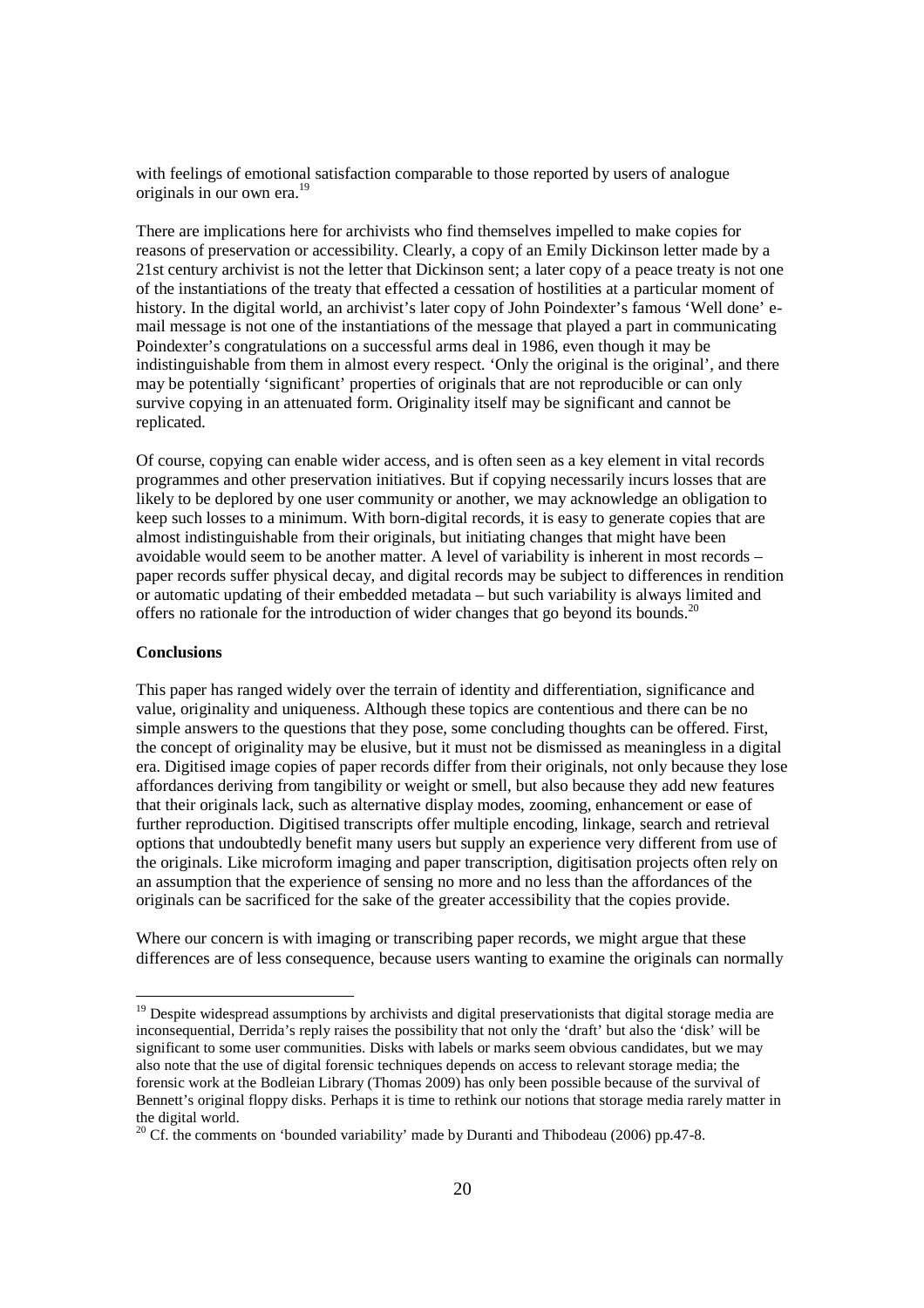with feelings of emotional satisfaction comparable to those reported by users of analogue originals in our own era.[19]

There are implications here for archivists who find themselves impelled to make copies for reasons of preservation or accessibility. Clearly, a copy of an Emily Dickinson letter made by a 21st century archivist is not the letter that Dickinson sent; a later copy of a peace treaty is not one of the instantiations of the treaty that effected a cessation of hostilities at a particular moment of history. In the digital world, an archivist's later copy of John Poindexter's famous 'Well done' e-mail message is not one of the instantiations of the message that played a part in communicating Poindexter's congratulations on a successful arms deal in 1986, even though it may be indistinguishable from them in almost every respect. 'Only the original is the original', and there may be potentially 'significant' properties of originals that are not reproducible or can only survive copying in an attenuated form. Originality itself may be significant and cannot be replicated.

Of course, copying can enable wider access, and is often seen as a key element in vital records programmes and other preservation initiatives. But if copying necessarily incurs losses that are likely to be deplored by one user community or another, we may acknowledge an obligation to keep such losses to a minimum. With born-digital records, it is easy to generate copies that are almost indistinguishable from their originals, but initiating changes that might have been avoidable would seem to be another matter. A level of variability is inherent in most records – paper records suffer physical decay, and digital records may be subject to differences in rendition or automatic updating of their embedded metadata – but such variability is always limited and offers no rationale for the introduction of wider changes that go beyond its bounds.[20]

**Conclusions**

This paper has ranged widely over the terrain of identity and differentiation, significance and value, originality and uniqueness. Although these topics are contentious and there can be no simple answers to the questions that they pose, some concluding thoughts can be offered. First, the concept of originality may be elusive, but it must not be dismissed as meaningless in a digital era. Digitised image copies of paper records differ from their originals, not only because they lose affordances deriving from tangibility or weight or smell, but also because they add new features that their originals lack, such as alternative display modes, zooming, enhancement or ease of further reproduction. Digitised transcripts offer multiple encoding, linkage, search and retrieval options that undoubtedly benefit many users but supply an experience very different from use of the originals. Like microform imaging and paper transcription, digitisation projects often rely on an assumption that the experience of sensing no more and no less than the affordances of the originals can be sacrificed for the sake of the greater accessibility that the copies provide.

Where our concern is with imaging or transcribing paper records, we might argue that these differences are of less consequence, because users wanting to examine the originals can normally

---

[19] Despite widespread assumptions by archivists and digital preservationists that digital storage media are inconsequential, Derrida's reply raises the possibility that not only the 'draft' but also the 'disk' will be significant to some user communities. Disks with labels or marks seem obvious candidates, but we may also note that the use of digital forensic techniques depends on access to relevant storage media; the forensic work at the Bodleian Library (Thomas 2009) has only been possible because of the survival of Bennett's original floppy disks. Perhaps it is time to rethink our notions that storage media rarely matter in the digital world.

[20] Cf. the comments on 'bounded variability' made by Duranti and Thibodeau (2006) pp.47-8.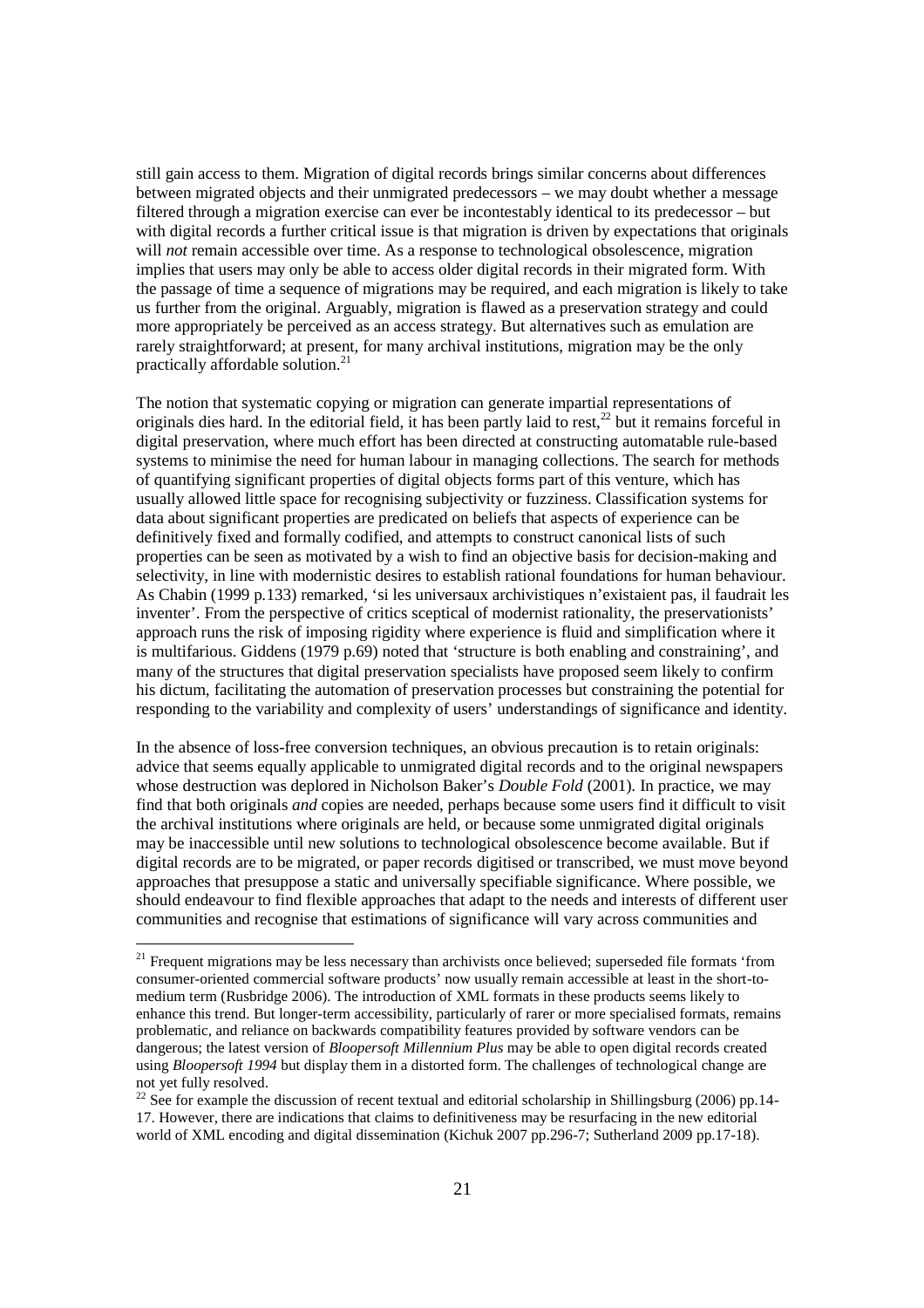still gain access to them. Migration of digital records brings similar concerns about differences between migrated objects and their unmigrated predecessors – we may doubt whether a message filtered through a migration exercise can ever be incontestably identical to its predecessor – but with digital records a further critical issue is that migration is driven by expectations that originals will *not* remain accessible over time. As a response to technological obsolescence, migration implies that users may only be able to access older digital records in their migrated form. With the passage of time a sequence of migrations may be required, and each migration is likely to take us further from the original. Arguably, migration is flawed as a preservation strategy and could more appropriately be perceived as an access strategy. But alternatives such as emulation are rarely straightforward; at present, for many archival institutions, migration may be the only practically affordable solution.[21]

The notion that systematic copying or migration can generate impartial representations of originals dies hard. In the editorial field, it has been partly laid to rest,[22] but it remains forceful in digital preservation, where much effort has been directed at constructing automatable rule-based systems to minimise the need for human labour in managing collections. The search for methods of quantifying significant properties of digital objects forms part of this venture, which has usually allowed little space for recognising subjectivity or fuzziness. Classification systems for data about significant properties are predicated on beliefs that aspects of experience can be definitively fixed and formally codified, and attempts to construct canonical lists of such properties can be seen as motivated by a wish to find an objective basis for decision-making and selectivity, in line with modernistic desires to establish rational foundations for human behaviour. As Chabin (1999 p.133) remarked, 'si les universaux archivistiques n'existaient pas, il faudrait les inventer'. From the perspective of critics sceptical of modernist rationality, the preservationists' approach runs the risk of imposing rigidity where experience is fluid and simplification where it is multifarious. Giddens (1979 p.69) noted that 'structure is both enabling and constraining', and many of the structures that digital preservation specialists have proposed seem likely to confirm his dictum, facilitating the automation of preservation processes but constraining the potential for responding to the variability and complexity of users' understandings of significance and identity.

In the absence of loss-free conversion techniques, an obvious precaution is to retain originals: advice that seems equally applicable to unmigrated digital records and to the original newspapers whose destruction was deplored in Nicholson Baker's *Double Fold* (2001). In practice, we may find that both originals *and* copies are needed, perhaps because some users find it difficult to visit the archival institutions where originals are held, or because some unmigrated digital originals may be inaccessible until new solutions to technological obsolescence become available. But if digital records are to be migrated, or paper records digitised or transcribed, we must move beyond approaches that presuppose a static and universally specifiable significance. Where possible, we should endeavour to find flexible approaches that adapt to the needs and interests of different user communities and recognise that estimations of significance will vary across communities and

---

[21] Frequent migrations may be less necessary than archivists once believed; superseded file formats 'from consumer-oriented commercial software products' now usually remain accessible at least in the short-to-medium term (Rusbridge 2006). The introduction of XML formats in these products seems likely to enhance this trend. But longer-term accessibility, particularly of rarer or more specialised formats, remains problematic, and reliance on backwards compatibility features provided by software vendors can be dangerous; the latest version of *Bloopersoft Millennium Plus* may be able to open digital records created using *Bloopersoft 1994* but display them in a distorted form. The challenges of technological change are not yet fully resolved.

[22] See for example the discussion of recent textual and editorial scholarship in Shillingsburg (2006) pp.14-17. However, there are indications that claims to definitiveness may be resurfacing in the new editorial world of XML encoding and digital dissemination (Kichuk 2007 pp.296-7; Sutherland 2009 pp.17-18).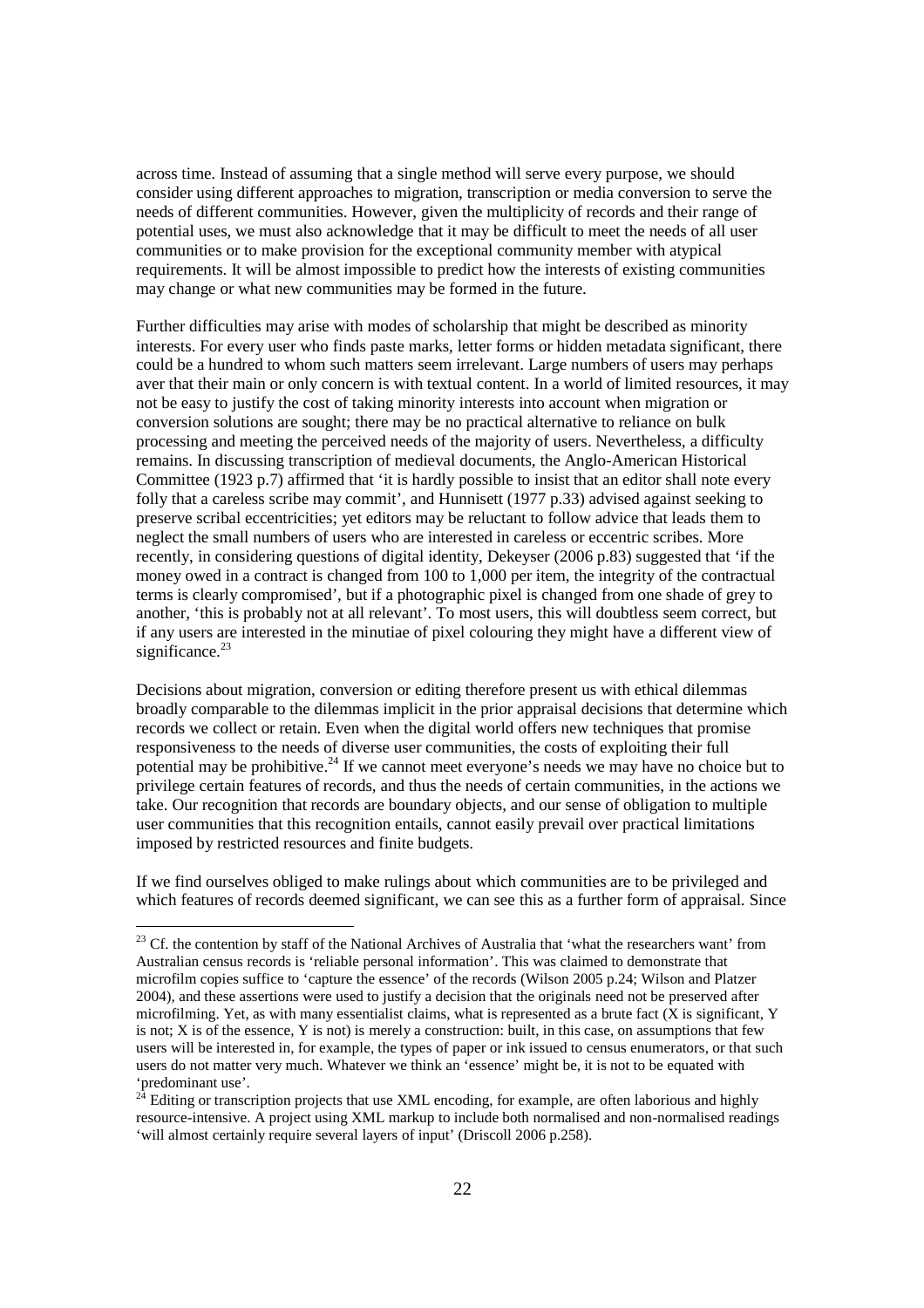across time. Instead of assuming that a single method will serve every purpose, we should consider using different approaches to migration, transcription or media conversion to serve the needs of different communities. However, given the multiplicity of records and their range of potential uses, we must also acknowledge that it may be difficult to meet the needs of all user communities or to make provision for the exceptional community member with atypical requirements. It will be almost impossible to predict how the interests of existing communities may change or what new communities may be formed in the future.

Further difficulties may arise with modes of scholarship that might be described as minority interests. For every user who finds paste marks, letter forms or hidden metadata significant, there could be a hundred to whom such matters seem irrelevant. Large numbers of users may perhaps aver that their main or only concern is with textual content. In a world of limited resources, it may not be easy to justify the cost of taking minority interests into account when migration or conversion solutions are sought; there may be no practical alternative to reliance on bulk processing and meeting the perceived needs of the majority of users. Nevertheless, a difficulty remains. In discussing transcription of medieval documents, the Anglo-American Historical Committee (1923 p.7) affirmed that 'it is hardly possible to insist that an editor shall note every folly that a careless scribe may commit', and Hunnisett (1977 p.33) advised against seeking to preserve scribal eccentricities; yet editors may be reluctant to follow advice that leads them to neglect the small numbers of users who are interested in careless or eccentric scribes. More recently, in considering questions of digital identity, Dekeyser (2006 p.83) suggested that 'if the money owed in a contract is changed from 100 to 1,000 per item, the integrity of the contractual terms is clearly compromised', but if a photographic pixel is changed from one shade of grey to another, 'this is probably not at all relevant'. To most users, this will doubtless seem correct, but if any users are interested in the minutiae of pixel colouring they might have a different view of significance.[23]

Decisions about migration, conversion or editing therefore present us with ethical dilemmas broadly comparable to the dilemmas implicit in the prior appraisal decisions that determine which records we collect or retain. Even when the digital world offers new techniques that promise responsiveness to the needs of diverse user communities, the costs of exploiting their full potential may be prohibitive.[24] If we cannot meet everyone's needs we may have no choice but to privilege certain features of records, and thus the needs of certain communities, in the actions we take. Our recognition that records are boundary objects, and our sense of obligation to multiple user communities that this recognition entails, cannot easily prevail over practical limitations imposed by restricted resources and finite budgets.

If we find ourselves obliged to make rulings about which communities are to be privileged and which features of records deemed significant, we can see this as a further form of appraisal. Since

---

[23] Cf. the contention by staff of the National Archives of Australia that 'what the researchers want' from Australian census records is 'reliable personal information'. This was claimed to demonstrate that microfilm copies suffice to 'capture the essence' of the records (Wilson 2005 p.24; Wilson and Platzer 2004), and these assertions were used to justify a decision that the originals need not be preserved after microfilming. Yet, as with many essentialist claims, what is represented as a brute fact (X is significant, Y is not; X is of the essence, Y is not) is merely a construction: built, in this case, on assumptions that few users will be interested in, for example, the types of paper or ink issued to census enumerators, or that such users do not matter very much. Whatever we think an 'essence' might be, it is not to be equated with 'predominant use'.

[24] Editing or transcription projects that use XML encoding, for example, are often laborious and highly resource-intensive. A project using XML markup to include both normalised and non-normalised readings 'will almost certainly require several layers of input' (Driscoll 2006 p.258).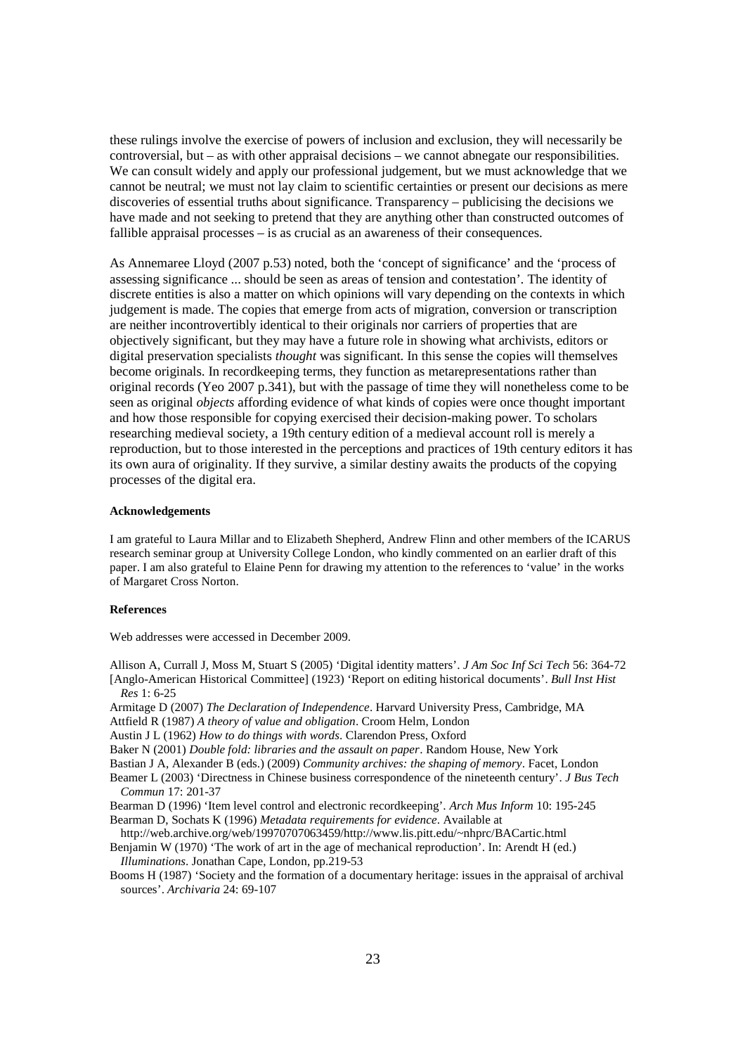these rulings involve the exercise of powers of inclusion and exclusion, they will necessarily be controversial, but – as with other appraisal decisions – we cannot abnegate our responsibilities. We can consult widely and apply our professional judgement, but we must acknowledge that we cannot be neutral; we must not lay claim to scientific certainties or present our decisions as mere discoveries of essential truths about significance. Transparency – publicising the decisions we have made and not seeking to pretend that they are anything other than constructed outcomes of fallible appraisal processes – is as crucial as an awareness of their consequences.

As Annemaree Lloyd (2007 p.53) noted, both the 'concept of significance' and the 'process of assessing significance ... should be seen as areas of tension and contestation'. The identity of discrete entities is also a matter on which opinions will vary depending on the contexts in which judgement is made. The copies that emerge from acts of migration, conversion or transcription are neither incontrovertibly identical to their originals nor carriers of properties that are objectively significant, but they may have a future role in showing what archivists, editors or digital preservation specialists *thought* was significant. In this sense the copies will themselves become originals. In recordkeeping terms, they function as metarepresentations rather than original records (Yeo 2007 p.341), but with the passage of time they will nonetheless come to be seen as original *objects* affording evidence of what kinds of copies were once thought important and how those responsible for copying exercised their decision-making power. To scholars researching medieval society, a 19th century edition of a medieval account roll is merely a reproduction, but to those interested in the perceptions and practices of 19th century editors it has its own aura of originality. If they survive, a similar destiny awaits the products of the copying processes of the digital era.

#### Acknowledgements

I am grateful to Laura Millar and to Elizabeth Shepherd, Andrew Flinn and other members of the ICARUS research seminar group at University College London, who kindly commented on an earlier draft of this paper. I am also grateful to Elaine Penn for drawing my attention to the references to 'value' in the works of Margaret Cross Norton.

#### References

Web addresses were accessed in December 2009.

Allison A, Currall J, Moss M, Stuart S (2005) 'Digital identity matters'. *J Am Soc Inf Sci Tech* 56: 364-72

[Anglo-American Historical Committee] (1923) 'Report on editing historical documents'. *Bull Inst Hist Res* 1: 6-25

Armitage D (2007) *The Declaration of Independence*. Harvard University Press, Cambridge, MA

Attfield R (1987) *A theory of value and obligation*. Croom Helm, London

Austin J L (1962) *How to do things with words*. Clarendon Press, Oxford

Baker N (2001) *Double fold: libraries and the assault on paper*. Random House, New York

Bastian J A, Alexander B (eds.) (2009) *Community archives: the shaping of memory*. Facet, London

Beamer L (2003) 'Directness in Chinese business correspondence of the nineteenth century'. *J Bus Tech Commun* 17: 201-37

Bearman D (1996) 'Item level control and electronic recordkeeping'. *Arch Mus Inform* 10: 195-245

Bearman D, Sochats K (1996) *Metadata requirements for evidence*. Available at http://web.archive.org/web/19970707063459/http://www.lis.pitt.edu/~nhprc/BACartic.html

Benjamin W (1970) 'The work of art in the age of mechanical reproduction'. In: Arendt H (ed.) *Illuminations*. Jonathan Cape, London, pp.219-53

Booms H (1987) 'Society and the formation of a documentary heritage: issues in the appraisal of archival sources'. *Archivaria* 24: 69-107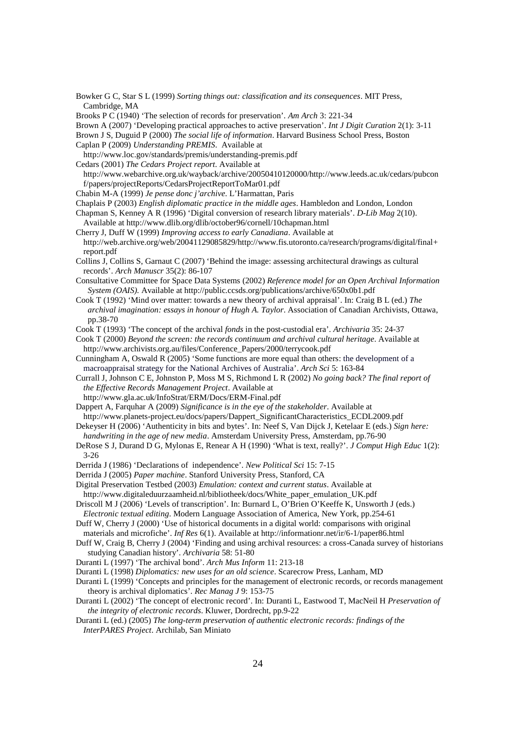Bowker G C, Star S L (1999) *Sorting things out: classification and its consequences*. MIT Press, Cambridge, MA

Brooks P C (1940) 'The selection of records for preservation'. *Am Arch* 3: 221-34

Brown A (2007) 'Developing practical approaches to active preservation'. *Int J Digit Curation* 2(1): 3-11

Brown J S, Duguid P (2000) *The social life of information*. Harvard Business School Press, Boston

Caplan P (2009) *Understanding PREMIS*. Available at http://www.loc.gov/standards/premis/understanding-premis.pdf

Cedars (2001) *The Cedars Project report*. Available at http://www.webarchive.org.uk/wayback/archive/20050410120000/http://www.leeds.ac.uk/cedars/pubconf/papers/projectReports/CedarsProjectReportToMar01.pdf

Chabin M-A (1999) *Je pense donc j'archive*. L'Harmattan, Paris

Chaplais P (2003) *English diplomatic practice in the middle ages*. Hambledon and London, London

Chapman S, Kenney A R (1996) 'Digital conversion of research library materials'. *D-Lib Mag* 2(10). Available at http://www.dlib.org/dlib/october96/cornell/10chapman.html

Cherry J, Duff W (1999) *Improving access to early Canadiana*. Available at http://web.archive.org/web/20041129085829/http://www.fis.utoronto.ca/research/programs/digital/final+report.pdf

Collins J, Collins S, Garnaut C (2007) 'Behind the image: assessing architectural drawings as cultural records'. *Arch Manuscr* 35(2): 86-107

Consultative Committee for Space Data Systems (2002) *Reference model for an Open Archival Information System (OAIS)*. Available at http://public.ccsds.org/publications/archive/650x0b1.pdf

Cook T (1992) 'Mind over matter: towards a new theory of archival appraisal'. In: Craig B L (ed.) *The archival imagination: essays in honour of Hugh A. Taylor*. Association of Canadian Archivists, Ottawa, pp.38-70

Cook T (1993) 'The concept of the archival *fonds* in the post-custodial era'. *Archivaria* 35: 24-37

Cook T (2000) *Beyond the screen: the records continuum and archival cultural heritage*. Available at http://www.archivists.org.au/files/Conference_Papers/2000/terrycook.pdf

Cunningham A, Oswald R (2005) 'Some functions are more equal than others: the development of a macroappraisal strategy for the National Archives of Australia'. *Arch Sci* 5: 163-84

Currall J, Johnson C E, Johnston P, Moss M S, Richmond L R (2002) *No going back? The final report of the Effective Records Management Project*. Available at http://www.gla.ac.uk/InfoStrat/ERM/Docs/ERM-Final.pdf

Dappert A, Farquhar A (2009) *Significance is in the eye of the stakeholder*. Available at http://www.planets-project.eu/docs/papers/Dappert_SignificantCharacteristics_ECDL2009.pdf

Dekeyser H (2006) 'Authenticity in bits and bytes'. In: Neef S, Van Dijck J, Ketelaar E (eds.) *Sign here: handwriting in the age of new media*. Amsterdam University Press, Amsterdam, pp.76-90

DeRose S J, Durand D G, Mylonas E, Renear A H (1990) 'What is text, really?'. *J Comput High Educ* 1(2): 3-26

Derrida J (1986) 'Declarations of independence'. *New Political Sci* 15: 7-15

Derrida J (2005) *Paper machine*. Stanford University Press, Stanford, CA

Digital Preservation Testbed (2003) *Emulation: context and current status*. Available at http://www.digitaleduurzaamheid.nl/bibliotheek/docs/White_paper_emulation_UK.pdf

Driscoll M J (2006) 'Levels of transcription'. In: Burnard L, O'Brien O'Keeffe K, Unsworth J (eds.) *Electronic textual editing*. Modern Language Association of America, New York, pp.254-61

Duff W, Cherry J (2000) 'Use of historical documents in a digital world: comparisons with original materials and microfiche'. *Inf Res* 6(1). Available at http://informationr.net/ir/6-1/paper86.html

Duff W, Craig B, Cherry J (2004) 'Finding and using archival resources: a cross-Canada survey of historians studying Canadian history'. *Archivaria* 58: 51-80

Duranti L (1997) 'The archival bond'. *Arch Mus Inform* 11: 213-18

Duranti L (1998) *Diplomatics: new uses for an old science*. Scarecrow Press, Lanham, MD

Duranti L (1999) 'Concepts and principles for the management of electronic records, or records management theory is archival diplomatics'. *Rec Manag J* 9: 153-75

Duranti L (2002) 'The concept of electronic record'. In: Duranti L, Eastwood T, MacNeil H *Preservation of the integrity of electronic records*. Kluwer, Dordrecht, pp.9-22

Duranti L (ed.) (2005) *The long-term preservation of authentic electronic records: findings of the InterPARES Project*. Archilab, San Miniato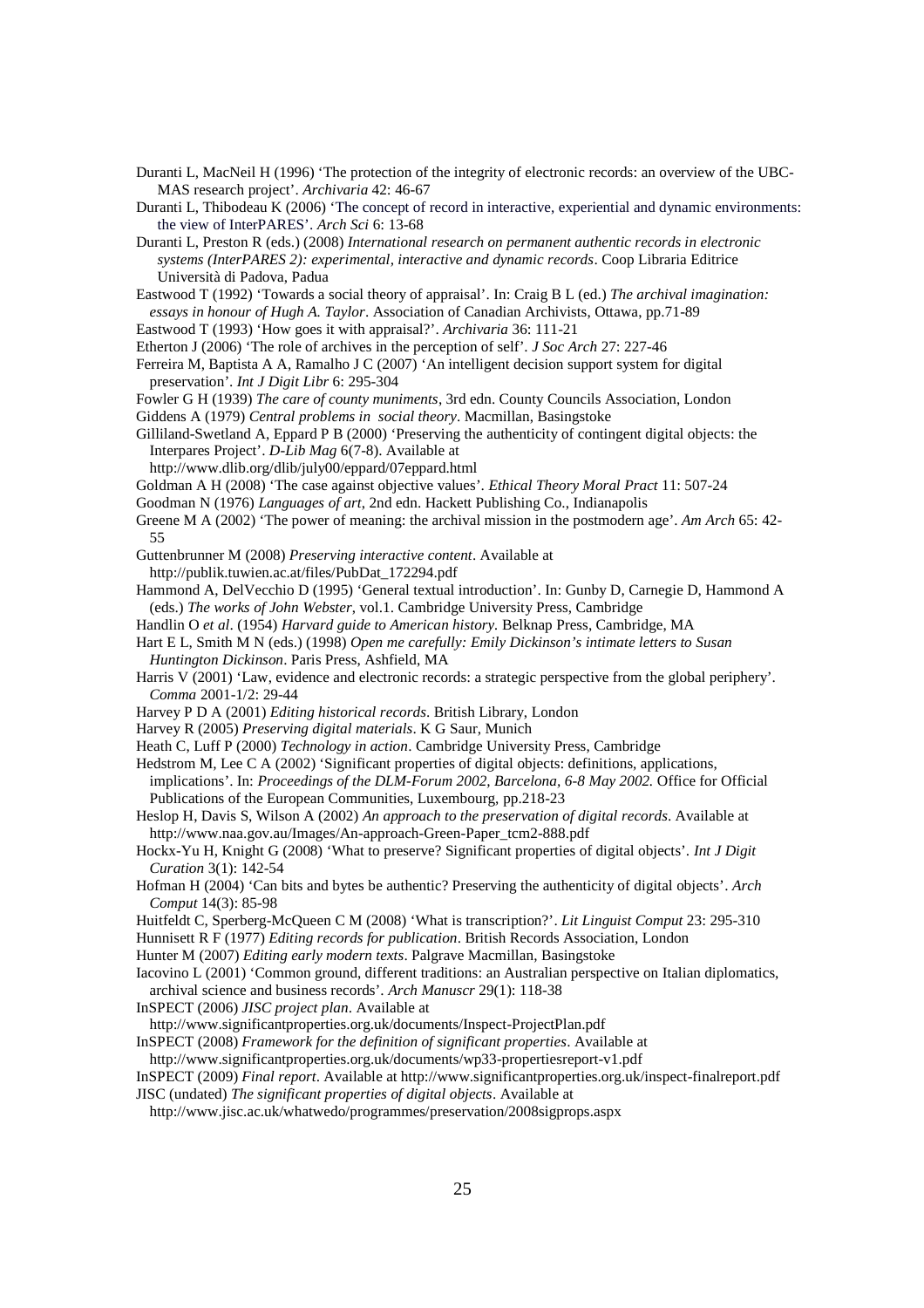Duranti L, MacNeil H (1996) 'The protection of the integrity of electronic records: an overview of the UBC-MAS research project'. *Archivaria* 42: 46-67

Duranti L, Thibodeau K (2006) 'The concept of record in interactive, experiential and dynamic environments: the view of InterPARES'. *Arch Sci* 6: 13-68

Duranti L, Preston R (eds.) (2008) *International research on permanent authentic records in electronic systems (InterPARES 2): experimental, interactive and dynamic records*. Coop Libraria Editrice Università di Padova, Padua

Eastwood T (1992) 'Towards a social theory of appraisal'. In: Craig B L (ed.) *The archival imagination: essays in honour of Hugh A. Taylor*. Association of Canadian Archivists, Ottawa, pp.71-89

Eastwood T (1993) 'How goes it with appraisal?'. *Archivaria* 36: 111-21

Etherton J (2006) 'The role of archives in the perception of self'. *J Soc Arch* 27: 227-46

Ferreira M, Baptista A A, Ramalho J C (2007) 'An intelligent decision support system for digital preservation'. *Int J Digit Libr* 6: 295-304

Fowler G H (1939) *The care of county muniments*, 3rd edn. County Councils Association, London

Giddens A (1979) *Central problems in social theory*. Macmillan, Basingstoke

Gilliland-Swetland A, Eppard P B (2000) 'Preserving the authenticity of contingent digital objects: the Interpares Project'. *D-Lib Mag* 6(7-8). Available at http://www.dlib.org/dlib/july00/eppard/07eppard.html

Goldman A H (2008) 'The case against objective values'. *Ethical Theory Moral Pract* 11: 507-24

Goodman N (1976) *Languages of art*, 2nd edn. Hackett Publishing Co., Indianapolis

Greene M A (2002) 'The power of meaning: the archival mission in the postmodern age'. *Am Arch* 65: 42-55

Guttenbrunner M (2008) *Preserving interactive content*. Available at http://publik.tuwien.ac.at/files/PubDat_172294.pdf

Hammond A, DelVecchio D (1995) 'General textual introduction'. In: Gunby D, Carnegie D, Hammond A (eds.) *The works of John Webster*, vol.1. Cambridge University Press, Cambridge

Handlin O *et al*. (1954) *Harvard guide to American history.* Belknap Press, Cambridge, MA

Hart E L, Smith M N (eds.) (1998) *Open me carefully: Emily Dickinson's intimate letters to Susan Huntington Dickinson*. Paris Press, Ashfield, MA

Harris V (2001) 'Law, evidence and electronic records: a strategic perspective from the global periphery'. *Comma* 2001-1/2: 29-44

Harvey P D A (2001) *Editing historical records*. British Library, London

Harvey R (2005) *Preserving digital materials*. K G Saur, Munich

Heath C, Luff P (2000) *Technology in action*. Cambridge University Press, Cambridge

Hedstrom M, Lee C A (2002) 'Significant properties of digital objects: definitions, applications, implications'. In: *Proceedings of the DLM-Forum 2002, Barcelona, 6-8 May 2002.* Office for Official Publications of the European Communities, Luxembourg, pp.218-23

Heslop H, Davis S, Wilson A (2002) *An approach to the preservation of digital records*. Available at http://www.naa.gov.au/Images/An-approach-Green-Paper_tcm2-888.pdf

Hockx-Yu H, Knight G (2008) 'What to preserve? Significant properties of digital objects'. *Int J Digit Curation* 3(1): 142-54

Hofman H (2004) 'Can bits and bytes be authentic? Preserving the authenticity of digital objects'. *Arch Comput* 14(3): 85-98

Huitfeldt C, Sperberg-McQueen C M (2008) 'What is transcription?'. *Lit Linguist Comput* 23: 295-310

Hunnisett R F (1977) *Editing records for publication*. British Records Association, London

Hunter M (2007) *Editing early modern texts*. Palgrave Macmillan, Basingstoke

Iacovino L (2001) 'Common ground, different traditions: an Australian perspective on Italian diplomatics, archival science and business records'. *Arch Manuscr* 29(1): 118-38

InSPECT (2006) *JISC project plan*. Available at http://www.significantproperties.org.uk/documents/Inspect-ProjectPlan.pdf

InSPECT (2008) *Framework for the definition of significant properties*. Available at http://www.significantproperties.org.uk/documents/wp33-propertiesreport-v1.pdf

InSPECT (2009) *Final report*. Available at http://www.significantproperties.org.uk/inspect-finalreport.pdf

JISC (undated) *The significant properties of digital objects*. Available at http://www.jisc.ac.uk/whatwedo/programmes/preservation/2008sigprops.aspx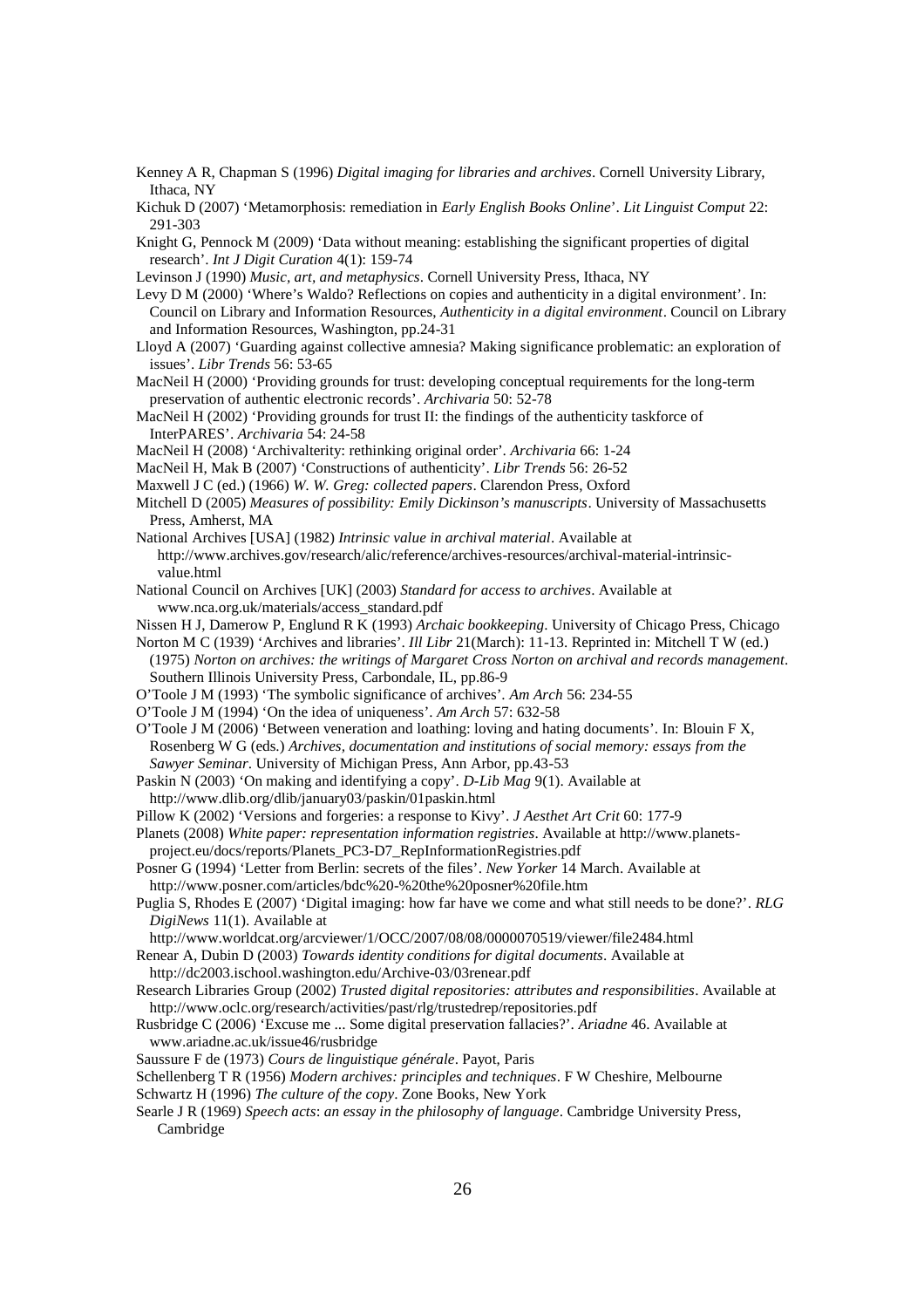Kenney A R, Chapman S (1996) *Digital imaging for libraries and archives*. Cornell University Library, Ithaca, NY

Kichuk D (2007) 'Metamorphosis: remediation in *Early English Books Online*'. *Lit Linguist Comput* 22: 291-303

Knight G, Pennock M (2009) 'Data without meaning: establishing the significant properties of digital research'. *Int J Digit Curation* 4(1): 159-74

Levinson J (1990) *Music, art, and metaphysics*. Cornell University Press, Ithaca, NY

Levy D M (2000) 'Where's Waldo? Reflections on copies and authenticity in a digital environment'. In: Council on Library and Information Resources, *Authenticity in a digital environment*. Council on Library and Information Resources, Washington, pp.24-31

Lloyd A (2007) 'Guarding against collective amnesia? Making significance problematic: an exploration of issues'. *Libr Trends* 56: 53-65

MacNeil H (2000) 'Providing grounds for trust: developing conceptual requirements for the long-term preservation of authentic electronic records'. *Archivaria* 50: 52-78

MacNeil H (2002) 'Providing grounds for trust II: the findings of the authenticity taskforce of InterPARES'. *Archivaria* 54: 24-58

MacNeil H (2008) 'Archivalterity: rethinking original order'. *Archivaria* 66: 1-24

MacNeil H, Mak B (2007) 'Constructions of authenticity'. *Libr Trends* 56: 26-52

Maxwell J C (ed.) (1966) *W. W. Greg: collected papers*. Clarendon Press, Oxford

Mitchell D (2005) *Measures of possibility: Emily Dickinson's manuscripts*. University of Massachusetts Press, Amherst, MA

National Archives [USA] (1982) *Intrinsic value in archival material*. Available at http://www.archives.gov/research/alic/reference/archives-resources/archival-material-intrinsic-value.html

National Council on Archives [UK] (2003) *Standard for access to archives*. Available at www.nca.org.uk/materials/access_standard.pdf

Nissen H J, Damerow P, Englund R K (1993) *Archaic bookkeeping*. University of Chicago Press, Chicago

Norton M C (1939) 'Archives and libraries'. *Ill Libr* 21(March): 11-13. Reprinted in: Mitchell T W (ed.) (1975) *Norton on archives: the writings of Margaret Cross Norton on archival and records management*. Southern Illinois University Press, Carbondale, IL, pp.86-9

O'Toole J M (1993) 'The symbolic significance of archives'. *Am Arch* 56: 234-55

O'Toole J M (1994) 'On the idea of uniqueness'. *Am Arch* 57: 632-58

O'Toole J M (2006) 'Between veneration and loathing: loving and hating documents'. In: Blouin F X, Rosenberg W G (eds.) *Archives, documentation and institutions of social memory: essays from the Sawyer Seminar*. University of Michigan Press, Ann Arbor, pp.43-53

Paskin N (2003) 'On making and identifying a copy'. *D-Lib Mag* 9(1). Available at http://www.dlib.org/dlib/january03/paskin/01paskin.html

Pillow K (2002) 'Versions and forgeries: a response to Kivy'. *J Aesthet Art Crit* 60: 177-9

Planets (2008) *White paper: representation information registries*. Available at http://www.planets-project.eu/docs/reports/Planets_PC3-D7_RepInformationRegistries.pdf

Posner G (1994) 'Letter from Berlin: secrets of the files'. *New Yorker* 14 March. Available at http://www.posner.com/articles/bdc%20-%20the%20posner%20file.htm

Puglia S, Rhodes E (2007) 'Digital imaging: how far have we come and what still needs to be done?'. *RLG DigiNews* 11(1). Available at http://www.worldcat.org/arcviewer/1/OCC/2007/08/08/0000070519/viewer/file2484.html

Renear A, Dubin D (2003) *Towards identity conditions for digital documents*. Available at http://dc2003.ischool.washington.edu/Archive-03/03renear.pdf

Research Libraries Group (2002) *Trusted digital repositories: attributes and responsibilities*. Available at http://www.oclc.org/research/activities/past/rlg/trustedrep/repositories.pdf

Rusbridge C (2006) 'Excuse me ... Some digital preservation fallacies?'. *Ariadne* 46. Available at www.ariadne.ac.uk/issue46/rusbridge

Saussure F de (1973) *Cours de linguistique générale*. Payot, Paris

Schellenberg T R (1956) *Modern archives: principles and techniques*. F W Cheshire, Melbourne

Schwartz H (1996) *The culture of the copy*. Zone Books, New York

Searle J R (1969) *Speech acts*: *an essay in the philosophy of language*. Cambridge University Press, Cambridge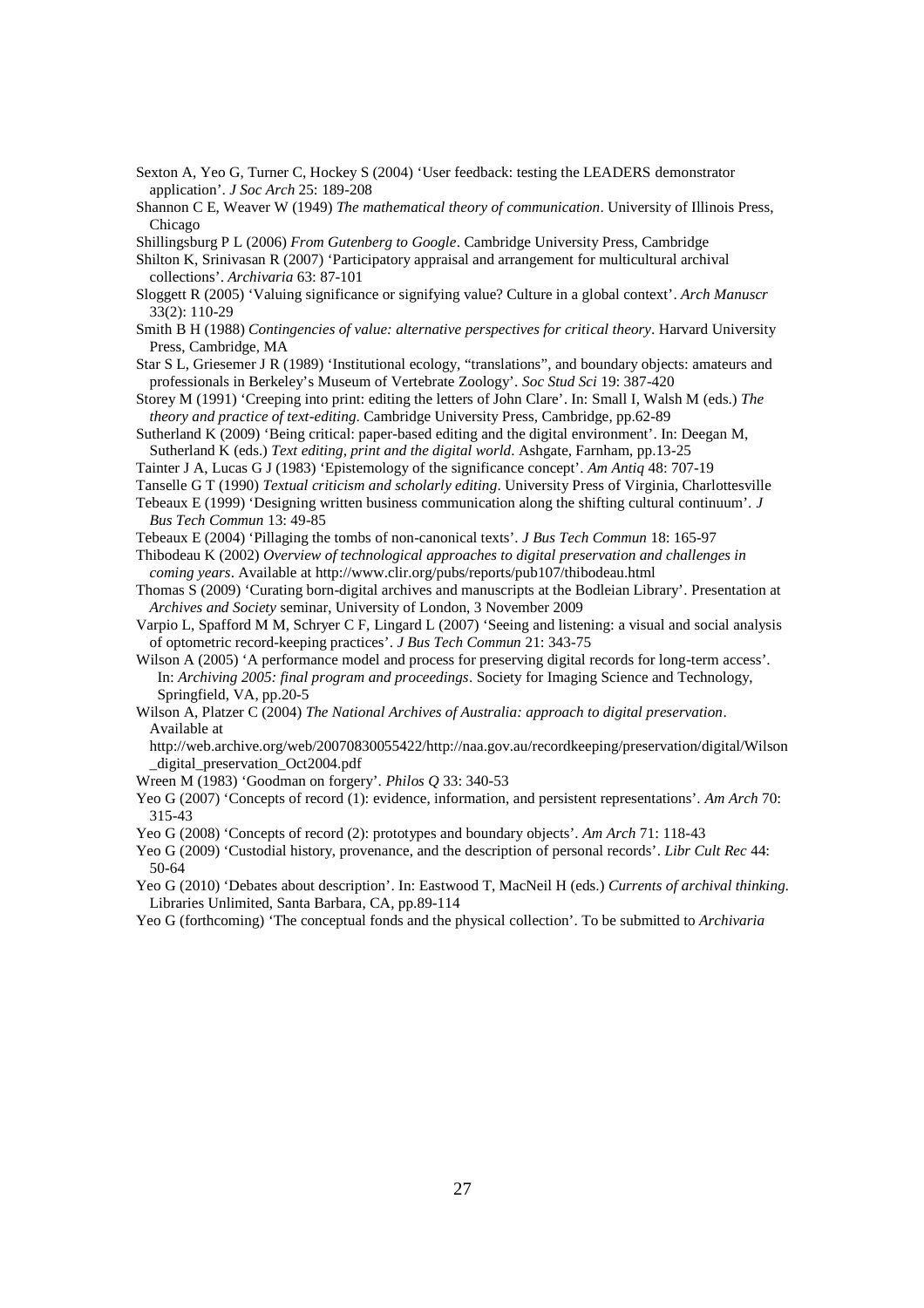Sexton A, Yeo G, Turner C, Hockey S (2004) 'User feedback: testing the LEADERS demonstrator application'. *J Soc Arch* 25: 189-208

Shannon C E, Weaver W (1949) *The mathematical theory of communication*. University of Illinois Press, Chicago

Shillingsburg P L (2006) *From Gutenberg to Google*. Cambridge University Press, Cambridge

Shilton K, Srinivasan R (2007) 'Participatory appraisal and arrangement for multicultural archival collections'. *Archivaria* 63: 87-101

Sloggett R (2005) 'Valuing significance or signifying value? Culture in a global context'. *Arch Manuscr* 33(2): 110-29

Smith B H (1988) *Contingencies of value: alternative perspectives for critical theory*. Harvard University Press, Cambridge, MA

Star S L, Griesemer J R (1989) 'Institutional ecology, "translations", and boundary objects: amateurs and professionals in Berkeley's Museum of Vertebrate Zoology'. *Soc Stud Sci* 19: 387-420

Storey M (1991) 'Creeping into print: editing the letters of John Clare'. In: Small I, Walsh M (eds.) *The theory and practice of text-editing*. Cambridge University Press, Cambridge, pp.62-89

Sutherland K (2009) 'Being critical: paper-based editing and the digital environment'. In: Deegan M, Sutherland K (eds.) *Text editing, print and the digital world*. Ashgate, Farnham, pp.13-25

Tainter J A, Lucas G J (1983) 'Epistemology of the significance concept'. *Am Antiq* 48: 707-19

Tanselle G T (1990) *Textual criticism and scholarly editing*. University Press of Virginia, Charlottesville

Tebeaux E (1999) 'Designing written business communication along the shifting cultural continuum'. *J Bus Tech Commun* 13: 49-85

Tebeaux E (2004) 'Pillaging the tombs of non-canonical texts'. *J Bus Tech Commun* 18: 165-97

Thibodeau K (2002) *Overview of technological approaches to digital preservation and challenges in coming years*. Available at http://www.clir.org/pubs/reports/pub107/thibodeau.html

Thomas S (2009) 'Curating born-digital archives and manuscripts at the Bodleian Library'. Presentation at *Archives and Society* seminar, University of London, 3 November 2009

Varpio L, Spafford M M, Schryer C F, Lingard L (2007) 'Seeing and listening: a visual and social analysis of optometric record-keeping practices'. *J Bus Tech Commun* 21: 343-75

Wilson A (2005) 'A performance model and process for preserving digital records for long-term access'. In: *Archiving 2005: final program and proceedings*. Society for Imaging Science and Technology, Springfield, VA, pp.20-5

Wilson A, Platzer C (2004) *The National Archives of Australia: approach to digital preservation*. Available at http://web.archive.org/web/20070830055422/http://naa.gov.au/recordkeeping/preservation/digital/Wilson_digital_preservation_Oct2004.pdf

Wreen M (1983) 'Goodman on forgery'. *Philos Q* 33: 340-53

Yeo G (2007) 'Concepts of record (1): evidence, information, and persistent representations'. *Am Arch* 70: 315-43

Yeo G (2008) 'Concepts of record (2): prototypes and boundary objects'. *Am Arch* 71: 118-43

Yeo G (2009) 'Custodial history, provenance, and the description of personal records'. *Libr Cult Rec* 44: 50-64

Yeo G (2010) 'Debates about description'. In: Eastwood T, MacNeil H (eds.) *Currents of archival thinking*. Libraries Unlimited, Santa Barbara, CA, pp.89-114

Yeo G (forthcoming) 'The conceptual fonds and the physical collection'. To be submitted to *Archivaria*